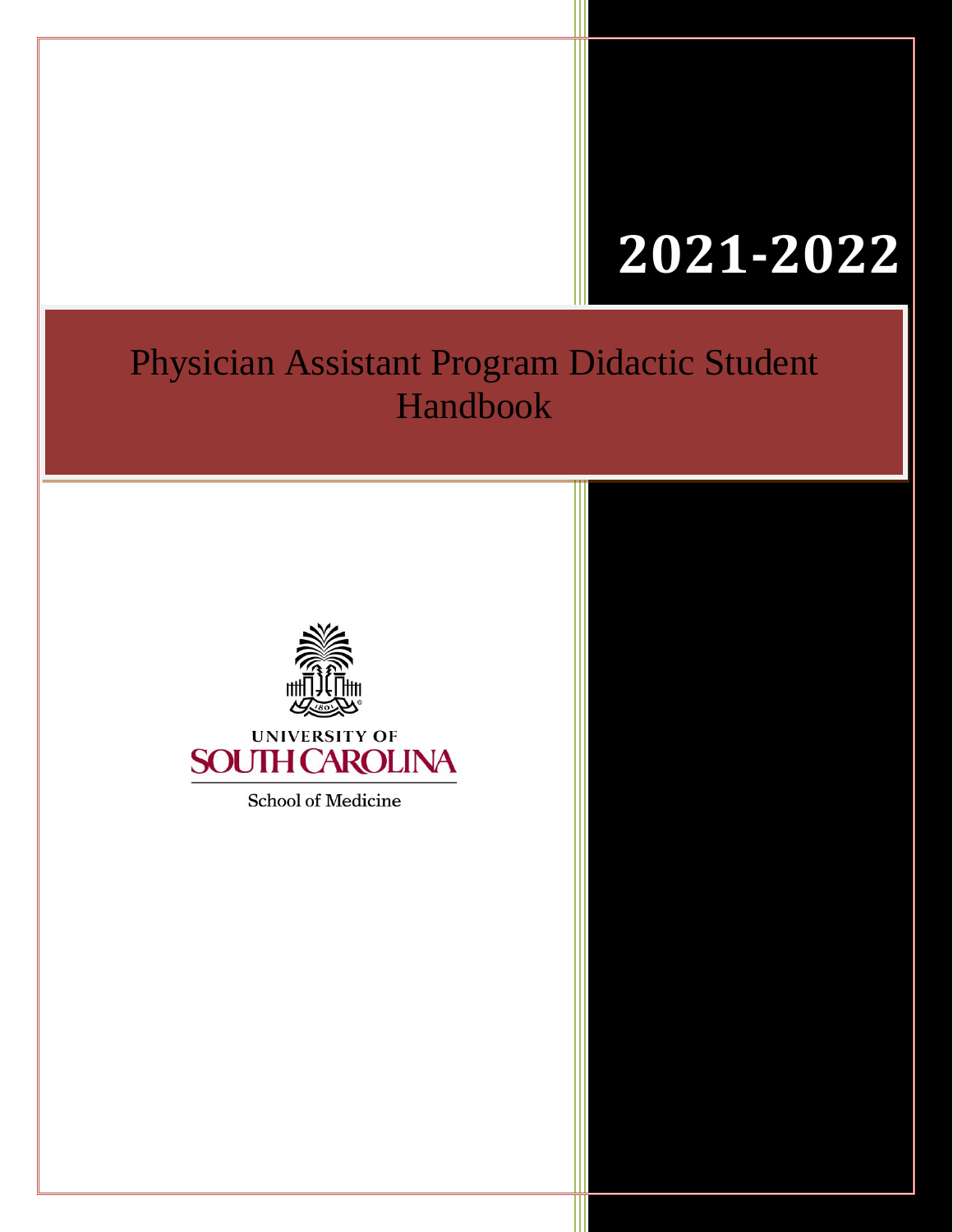# 2021-2022

# Physician Assistant Program Didactic Student Handbook

UNIVERSITY OF

SOUTH CAROLINA

School of Medicine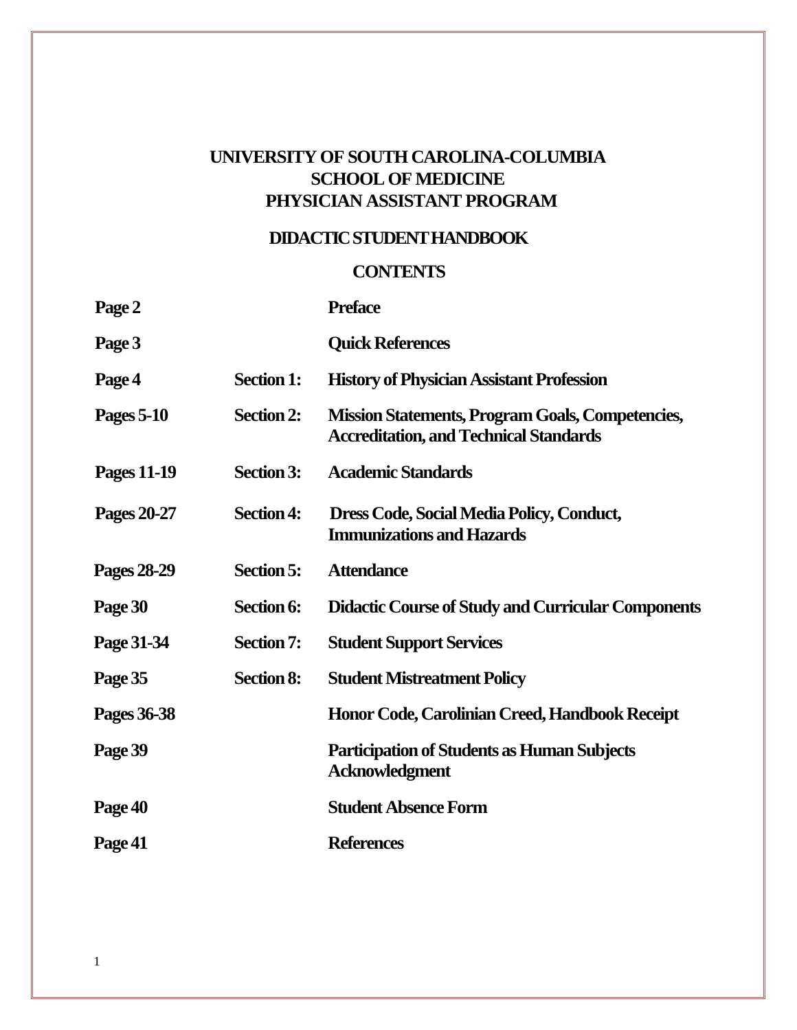# UNIVERSITY OF SOUTH CAROLINA-COLUMBIA
# SCHOOL OF MEDICINE
# PHYSICIAN ASSISTANT PROGRAM

## DIDACTIC STUDENT HANDBOOK

### CONTENTS

| | | |
|---|---|---|
| **Page 2** | | **Preface** |
| **Page 3** | | **Quick References** |
| **Page 4** | **Section 1:** | **History of Physician Assistant Profession** |
| **Pages 5-10** | **Section 2:** | **Mission Statements, Program Goals, Competencies, Accreditation, and Technical Standards** |
| **Pages 11-19** | **Section 3:** | **Academic Standards** |
| **Pages 20-27** | **Section 4:** | **Dress Code, Social Media Policy, Conduct, Immunizations and Hazards** |
| **Pages 28-29** | **Section 5:** | **Attendance** |
| **Page 30** | **Section 6:** | **Didactic Course of Study and Curricular Components** |
| **Page 31-34** | **Section 7:** | **Student Support Services** |
| **Page 35** | **Section 8:** | **Student Mistreatment Policy** |
| **Pages 36-38** | | **Honor Code, Carolinian Creed, Handbook Receipt** |
| **Page 39** | | **Participation of Students as Human Subjects Acknowledgment** |
| **Page 40** | | **Student Absence Form** |
| **Page 41** | | **References** |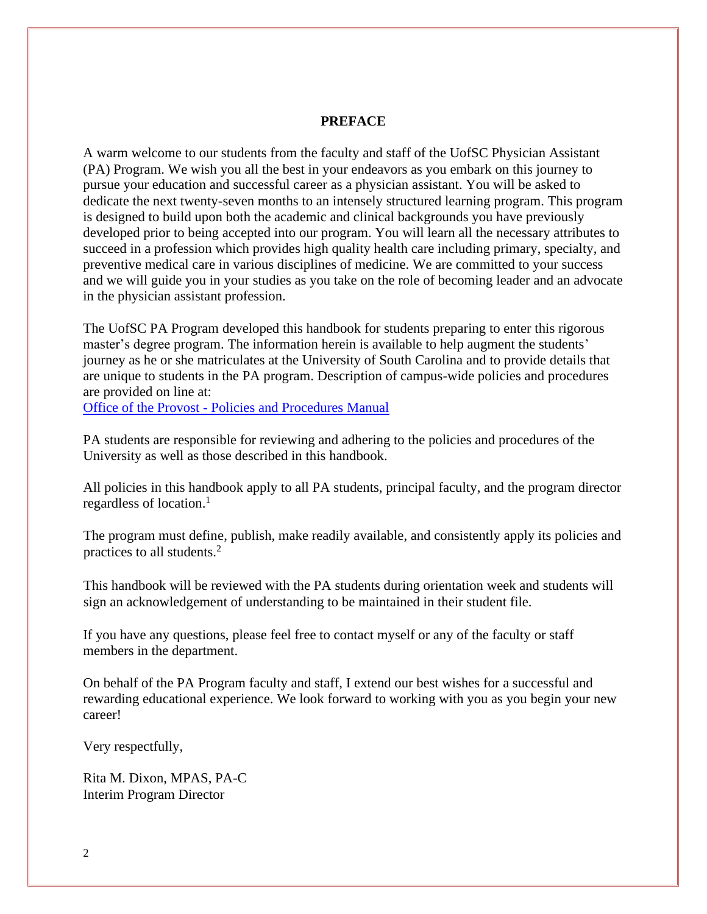## PREFACE

A warm welcome to our students from the faculty and staff of the UofSC Physician Assistant (PA) Program. We wish you all the best in your endeavors as you embark on this journey to pursue your education and successful career as a physician assistant. You will be asked to dedicate the next twenty-seven months to an intensely structured learning program. This program is designed to build upon both the academic and clinical backgrounds you have previously developed prior to being accepted into our program. You will learn all the necessary attributes to succeed in a profession which provides high quality health care including primary, specialty, and preventive medical care in various disciplines of medicine. We are committed to your success and we will guide you in your studies as you take on the role of becoming leader and an advocate in the physician assistant profession.

The UofSC PA Program developed this handbook for students preparing to enter this rigorous master's degree program. The information herein is available to help augment the students' journey as he or she matriculates at the University of South Carolina and to provide details that are unique to students in the PA program. Description of campus-wide policies and procedures are provided on line at:
[Office of the Provost - Policies and Procedures Manual]()

PA students are responsible for reviewing and adhering to the policies and procedures of the University as well as those described in this handbook.

All policies in this handbook apply to all PA students, principal faculty, and the program director regardless of location.[1]

The program must define, publish, make readily available, and consistently apply its policies and practices to all students.[2]

This handbook will be reviewed with the PA students during orientation week and students will sign an acknowledgement of understanding to be maintained in their student file.

If you have any questions, please feel free to contact myself or any of the faculty or staff members in the department.

On behalf of the PA Program faculty and staff, I extend our best wishes for a successful and rewarding educational experience. We look forward to working with you as you begin your new career!

Very respectfully,

Rita M. Dixon, MPAS, PA-C
Interim Program Director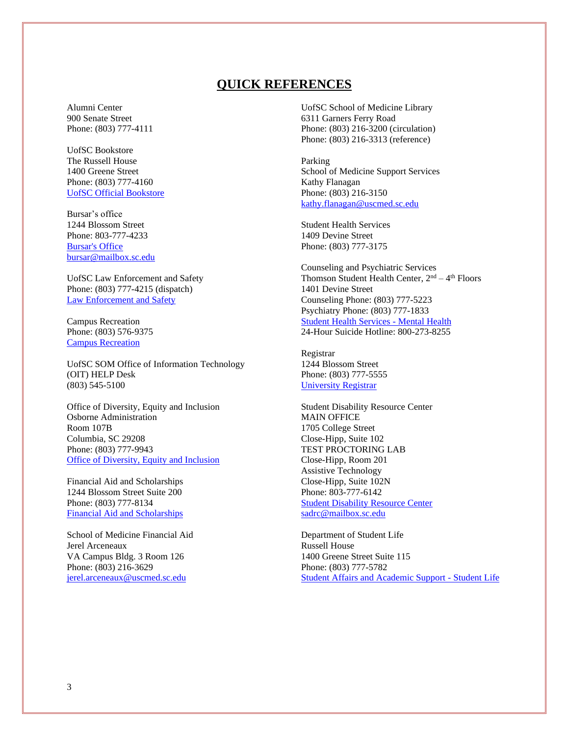# QUICK REFERENCES

Alumni Center
900 Senate Street
Phone: (803) 777-4111

UofSC Bookstore
The Russell House
1400 Greene Street
Phone: (803) 777-4160
UofSC Official Bookstore

Bursar's office
1244 Blossom Street
Phone: 803-777-4233
Bursar's Office
bursar@mailbox.sc.edu

UofSC Law Enforcement and Safety
Phone: (803) 777-4215 (dispatch)
Law Enforcement and Safety

Campus Recreation
Phone: (803) 576-9375
Campus Recreation

UofSC SOM Office of Information Technology (OIT) HELP Desk
(803) 545-5100

Office of Diversity, Equity and Inclusion
Osborne Administration
Room 107B
Columbia, SC 29208
Phone: (803) 777-9943
Office of Diversity, Equity and Inclusion

Financial Aid and Scholarships
1244 Blossom Street Suite 200
Phone: (803) 777-8134
Financial Aid and Scholarships

School of Medicine Financial Aid
Jerel Arceneaux
VA Campus Bldg. 3 Room 126
Phone: (803) 216-3629
jerel.arceneaux@uscmed.sc.edu

UofSC School of Medicine Library
6311 Garners Ferry Road
Phone: (803) 216-3200 (circulation)
Phone: (803) 216-3313 (reference)

Parking
School of Medicine Support Services
Kathy Flanagan
Phone: (803) 216-3150
kathy.flanagan@uscmed.sc.edu

Student Health Services
1409 Devine Street
Phone: (803) 777-3175

Counseling and Psychiatric Services
Thomson Student Health Center, 2nd – 4th Floors
1401 Devine Street
Counseling Phone: (803) 777-5223
Psychiatry Phone: (803) 777-1833
Student Health Services - Mental Health
24-Hour Suicide Hotline: 800-273-8255

Registrar
1244 Blossom Street
Phone: (803) 777-5555
University Registrar

Student Disability Resource Center
MAIN OFFICE
1705 College Street
Close-Hipp, Suite 102
TEST PROCTORING LAB
Close-Hipp, Room 201
Assistive Technology
Close-Hipp, Suite 102N
Phone: 803-777-6142
Student Disability Resource Center
sadrc@mailbox.sc.edu

Department of Student Life
Russell House
1400 Greene Street Suite 115
Phone: (803) 777-5782
Student Affairs and Academic Support - Student Life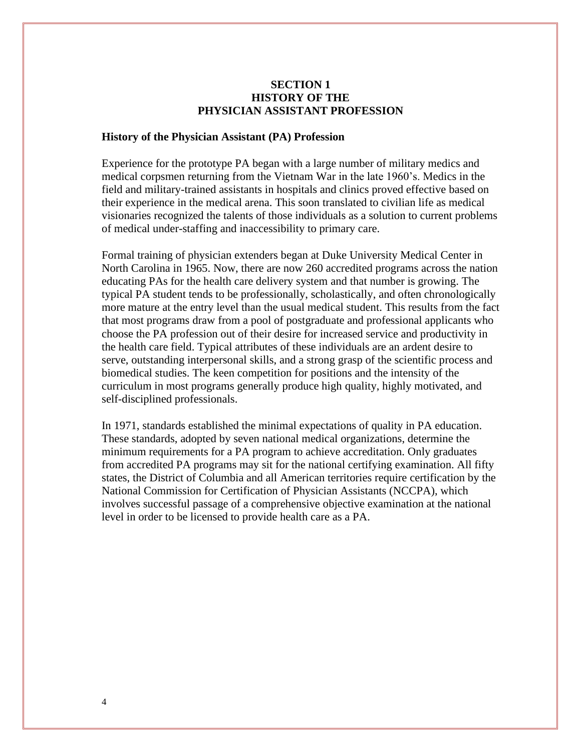# SECTION 1
# HISTORY OF THE
# PHYSICIAN ASSISTANT PROFESSION

**History of the Physician Assistant (PA) Profession**

Experience for the prototype PA began with a large number of military medics and medical corpsmen returning from the Vietnam War in the late 1960's. Medics in the field and military-trained assistants in hospitals and clinics proved effective based on their experience in the medical arena. This soon translated to civilian life as medical visionaries recognized the talents of those individuals as a solution to current problems of medical under-staffing and inaccessibility to primary care.

Formal training of physician extenders began at Duke University Medical Center in North Carolina in 1965. Now, there are now 260 accredited programs across the nation educating PAs for the health care delivery system and that number is growing. The typical PA student tends to be professionally, scholastically, and often chronologically more mature at the entry level than the usual medical student. This results from the fact that most programs draw from a pool of postgraduate and professional applicants who choose the PA profession out of their desire for increased service and productivity in the health care field. Typical attributes of these individuals are an ardent desire to serve, outstanding interpersonal skills, and a strong grasp of the scientific process and biomedical studies. The keen competition for positions and the intensity of the curriculum in most programs generally produce high quality, highly motivated, and self-disciplined professionals.

In 1971, standards established the minimal expectations of quality in PA education. These standards, adopted by seven national medical organizations, determine the minimum requirements for a PA program to achieve accreditation. Only graduates from accredited PA programs may sit for the national certifying examination. All fifty states, the District of Columbia and all American territories require certification by the National Commission for Certification of Physician Assistants (NCCPA), which involves successful passage of a comprehensive objective examination at the national level in order to be licensed to provide health care as a PA.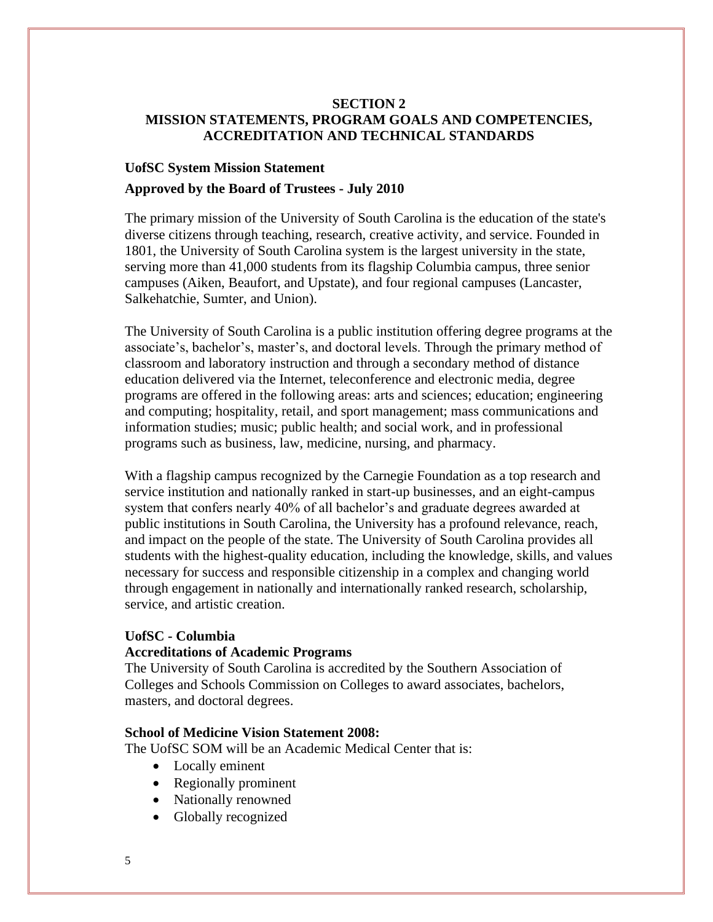## SECTION 2
## MISSION STATEMENTS, PROGRAM GOALS AND COMPETENCIES, ACCREDITATION AND TECHNICAL STANDARDS

### UofSC System Mission Statement

**Approved by the Board of Trustees - July 2010**

The primary mission of the University of South Carolina is the education of the state's diverse citizens through teaching, research, creative activity, and service. Founded in 1801, the University of South Carolina system is the largest university in the state, serving more than 41,000 students from its flagship Columbia campus, three senior campuses (Aiken, Beaufort, and Upstate), and four regional campuses (Lancaster, Salkehatchie, Sumter, and Union).

The University of South Carolina is a public institution offering degree programs at the associate's, bachelor's, master's, and doctoral levels. Through the primary method of classroom and laboratory instruction and through a secondary method of distance education delivered via the Internet, teleconference and electronic media, degree programs are offered in the following areas: arts and sciences; education; engineering and computing; hospitality, retail, and sport management; mass communications and information studies; music; public health; and social work, and in professional programs such as business, law, medicine, nursing, and pharmacy.

With a flagship campus recognized by the Carnegie Foundation as a top research and service institution and nationally ranked in start-up businesses, and an eight-campus system that confers nearly 40% of all bachelor's and graduate degrees awarded at public institutions in South Carolina, the University has a profound relevance, reach, and impact on the people of the state. The University of South Carolina provides all students with the highest-quality education, including the knowledge, skills, and values necessary for success and responsible citizenship in a complex and changing world through engagement in nationally and internationally ranked research, scholarship, service, and artistic creation.

### UofSC - Columbia

**Accreditations of Academic Programs**

The University of South Carolina is accredited by the Southern Association of Colleges and Schools Commission on Colleges to award associates, bachelors, masters, and doctoral degrees.

**School of Medicine Vision Statement 2008:**

The UofSC SOM will be an Academic Medical Center that is:

- Locally eminent
- Regionally prominent
- Nationally renowned
- Globally recognized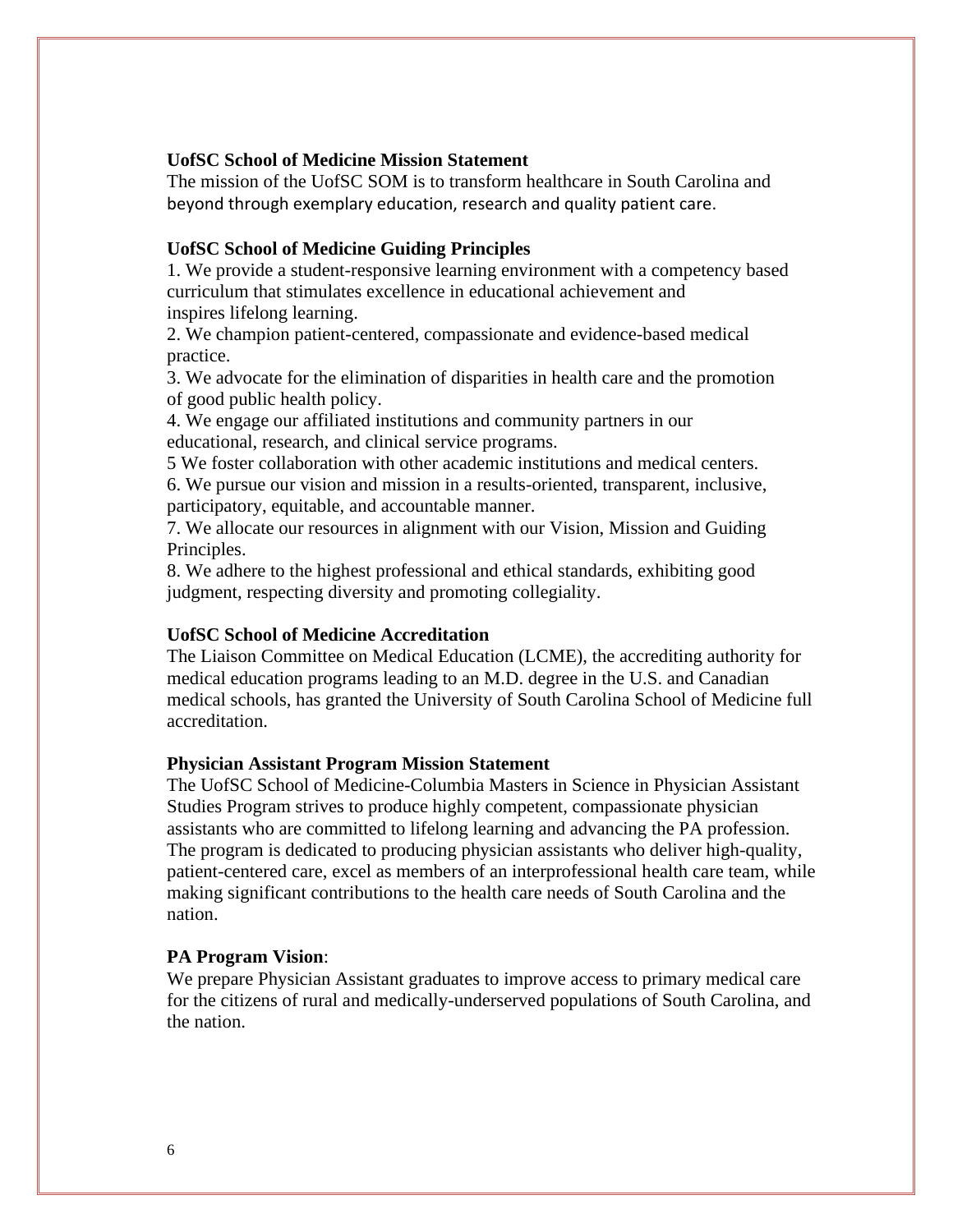**UofSC School of Medicine Mission Statement**

The mission of the UofSC SOM is to transform healthcare in South Carolina and beyond through exemplary education, research and quality patient care.

**UofSC School of Medicine Guiding Principles**

1. We provide a student-responsive learning environment with a competency based curriculum that stimulates excellence in educational achievement and inspires lifelong learning.
2. We champion patient-centered, compassionate and evidence-based medical practice.
3. We advocate for the elimination of disparities in health care and the promotion of good public health policy.
4. We engage our affiliated institutions and community partners in our educational, research, and clinical service programs.
5 We foster collaboration with other academic institutions and medical centers.
6. We pursue our vision and mission in a results-oriented, transparent, inclusive, participatory, equitable, and accountable manner.
7. We allocate our resources in alignment with our Vision, Mission and Guiding Principles.
8. We adhere to the highest professional and ethical standards, exhibiting good judgment, respecting diversity and promoting collegiality.

**UofSC School of Medicine Accreditation**

The Liaison Committee on Medical Education (LCME), the accrediting authority for medical education programs leading to an M.D. degree in the U.S. and Canadian medical schools, has granted the University of South Carolina School of Medicine full accreditation.

**Physician Assistant Program Mission Statement**

The UofSC School of Medicine-Columbia Masters in Science in Physician Assistant Studies Program strives to produce highly competent, compassionate physician assistants who are committed to lifelong learning and advancing the PA profession. The program is dedicated to producing physician assistants who deliver high-quality, patient-centered care, excel as members of an interprofessional health care team, while making significant contributions to the health care needs of South Carolina and the nation.

**PA Program Vision**:

We prepare Physician Assistant graduates to improve access to primary medical care for the citizens of rural and medically-underserved populations of South Carolina, and the nation.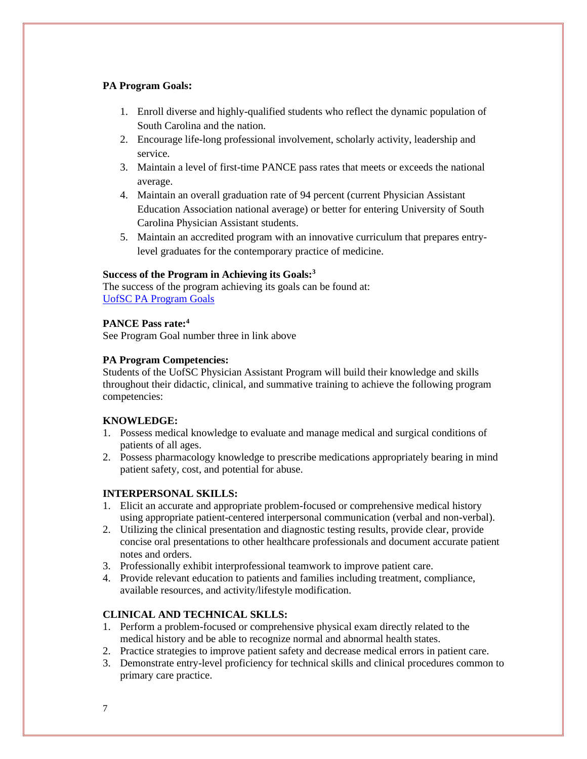**PA Program Goals:**

1. Enroll diverse and highly-qualified students who reflect the dynamic population of South Carolina and the nation.
2. Encourage life-long professional involvement, scholarly activity, leadership and service.
3. Maintain a level of first-time PANCE pass rates that meets or exceeds the national average.
4. Maintain an overall graduation rate of 94 percent (current Physician Assistant Education Association national average) or better for entering University of South Carolina Physician Assistant students.
5. Maintain an accredited program with an innovative curriculum that prepares entry-level graduates for the contemporary practice of medicine.

**Success of the Program in Achieving its Goals:**[3]
The success of the program achieving its goals can be found at:
[UofSC PA Program Goals]()

**PANCE Pass rate:**[4]
See Program Goal number three in link above

**PA Program Competencies:**
Students of the UofSC Physician Assistant Program will build their knowledge and skills throughout their didactic, clinical, and summative training to achieve the following program competencies:

**KNOWLEDGE:**

1. Possess medical knowledge to evaluate and manage medical and surgical conditions of patients of all ages.
2. Possess pharmacology knowledge to prescribe medications appropriately bearing in mind patient safety, cost, and potential for abuse.

**INTERPERSONAL SKILLS:**

1. Elicit an accurate and appropriate problem-focused or comprehensive medical history using appropriate patient-centered interpersonal communication (verbal and non-verbal).
2. Utilizing the clinical presentation and diagnostic testing results, provide clear, provide concise oral presentations to other healthcare professionals and document accurate patient notes and orders.
3. Professionally exhibit interprofessional teamwork to improve patient care.
4. Provide relevant education to patients and families including treatment, compliance, available resources, and activity/lifestyle modification.

**CLINICAL AND TECHNICAL SKLLS:**

1. Perform a problem-focused or comprehensive physical exam directly related to the medical history and be able to recognize normal and abnormal health states.
2. Practice strategies to improve patient safety and decrease medical errors in patient care.
3. Demonstrate entry-level proficiency for technical skills and clinical procedures common to primary care practice.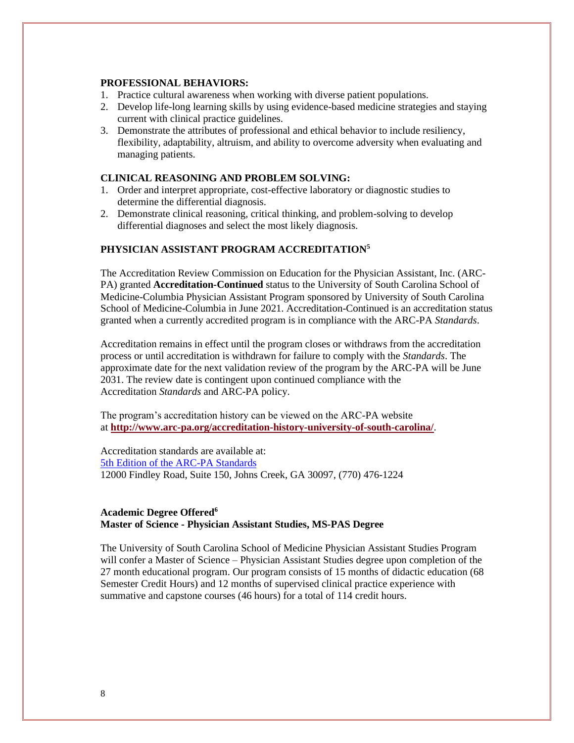**PROFESSIONAL BEHAVIORS:**

1. Practice cultural awareness when working with diverse patient populations.
2. Develop life-long learning skills by using evidence-based medicine strategies and staying current with clinical practice guidelines.
3. Demonstrate the attributes of professional and ethical behavior to include resiliency, flexibility, adaptability, altruism, and ability to overcome adversity when evaluating and managing patients.

**CLINICAL REASONING AND PROBLEM SOLVING:**

1. Order and interpret appropriate, cost-effective laboratory or diagnostic studies to determine the differential diagnosis.
2. Demonstrate clinical reasoning, critical thinking, and problem-solving to develop differential diagnoses and select the most likely diagnosis.

## PHYSICIAN ASSISTANT PROGRAM ACCREDITATION[5]

The Accreditation Review Commission on Education for the Physician Assistant, Inc. (ARC-PA) granted **Accreditation-Continued** status to the University of South Carolina School of Medicine-Columbia Physician Assistant Program sponsored by University of South Carolina School of Medicine-Columbia in June 2021. Accreditation-Continued is an accreditation status granted when a currently accredited program is in compliance with the ARC-PA *Standards*.

Accreditation remains in effect until the program closes or withdraws from the accreditation process or until accreditation is withdrawn for failure to comply with the *Standards*. The approximate date for the next validation review of the program by the ARC-PA will be June 2031. The review date is contingent upon continued compliance with the Accreditation *Standards* and ARC-PA policy.

The program's accreditation history can be viewed on the ARC-PA website at **http://www.arc-pa.org/accreditation-history-university-of-south-carolina/**.

Accreditation standards are available at:
5th Edition of the ARC-PA Standards
12000 Findley Road, Suite 150, Johns Creek, GA 30097, (770) 476-1224

**Academic Degree Offered[6]**
**Master of Science - Physician Assistant Studies, MS-PAS Degree**

The University of South Carolina School of Medicine Physician Assistant Studies Program will confer a Master of Science – Physician Assistant Studies degree upon completion of the 27 month educational program. Our program consists of 15 months of didactic education (68 Semester Credit Hours) and 12 months of supervised clinical practice experience with summative and capstone courses (46 hours) for a total of 114 credit hours.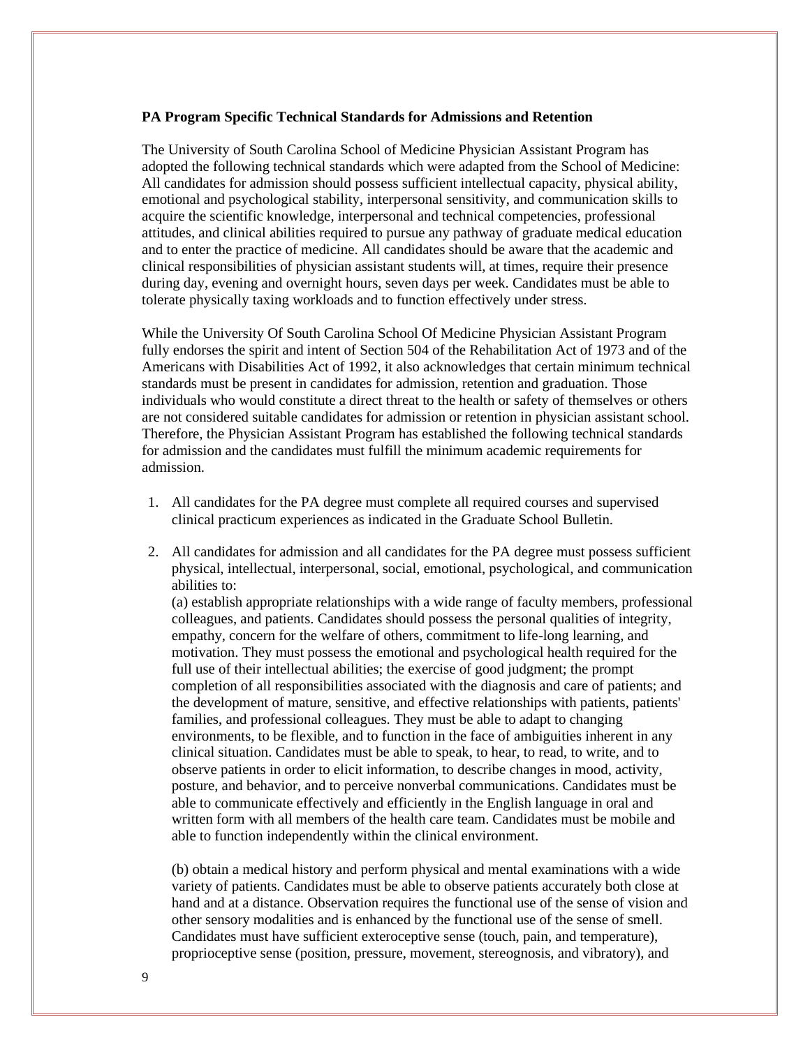**PA Program Specific Technical Standards for Admissions and Retention**

The University of South Carolina School of Medicine Physician Assistant Program has adopted the following technical standards which were adapted from the School of Medicine: All candidates for admission should possess sufficient intellectual capacity, physical ability, emotional and psychological stability, interpersonal sensitivity, and communication skills to acquire the scientific knowledge, interpersonal and technical competencies, professional attitudes, and clinical abilities required to pursue any pathway of graduate medical education and to enter the practice of medicine. All candidates should be aware that the academic and clinical responsibilities of physician assistant students will, at times, require their presence during day, evening and overnight hours, seven days per week. Candidates must be able to tolerate physically taxing workloads and to function effectively under stress.

While the University Of South Carolina School Of Medicine Physician Assistant Program fully endorses the spirit and intent of Section 504 of the Rehabilitation Act of 1973 and of the Americans with Disabilities Act of 1992, it also acknowledges that certain minimum technical standards must be present in candidates for admission, retention and graduation. Those individuals who would constitute a direct threat to the health or safety of themselves or others are not considered suitable candidates for admission or retention in physician assistant school. Therefore, the Physician Assistant Program has established the following technical standards for admission and the candidates must fulfill the minimum academic requirements for admission.

1. All candidates for the PA degree must complete all required courses and supervised clinical practicum experiences as indicated in the Graduate School Bulletin.

2. All candidates for admission and all candidates for the PA degree must possess sufficient physical, intellectual, interpersonal, social, emotional, psychological, and communication abilities to:

   (a) establish appropriate relationships with a wide range of faculty members, professional colleagues, and patients. Candidates should possess the personal qualities of integrity, empathy, concern for the welfare of others, commitment to life-long learning, and motivation. They must possess the emotional and psychological health required for the full use of their intellectual abilities; the exercise of good judgment; the prompt completion of all responsibilities associated with the diagnosis and care of patients; and the development of mature, sensitive, and effective relationships with patients, patients' families, and professional colleagues. They must be able to adapt to changing environments, to be flexible, and to function in the face of ambiguities inherent in any clinical situation. Candidates must be able to speak, to hear, to read, to write, and to observe patients in order to elicit information, to describe changes in mood, activity, posture, and behavior, and to perceive nonverbal communications. Candidates must be able to communicate effectively and efficiently in the English language in oral and written form with all members of the health care team. Candidates must be mobile and able to function independently within the clinical environment.

   (b) obtain a medical history and perform physical and mental examinations with a wide variety of patients. Candidates must be able to observe patients accurately both close at hand and at a distance. Observation requires the functional use of the sense of vision and other sensory modalities and is enhanced by the functional use of the sense of smell. Candidates must have sufficient exteroceptive sense (touch, pain, and temperature), proprioceptive sense (position, pressure, movement, stereognosis, and vibratory), and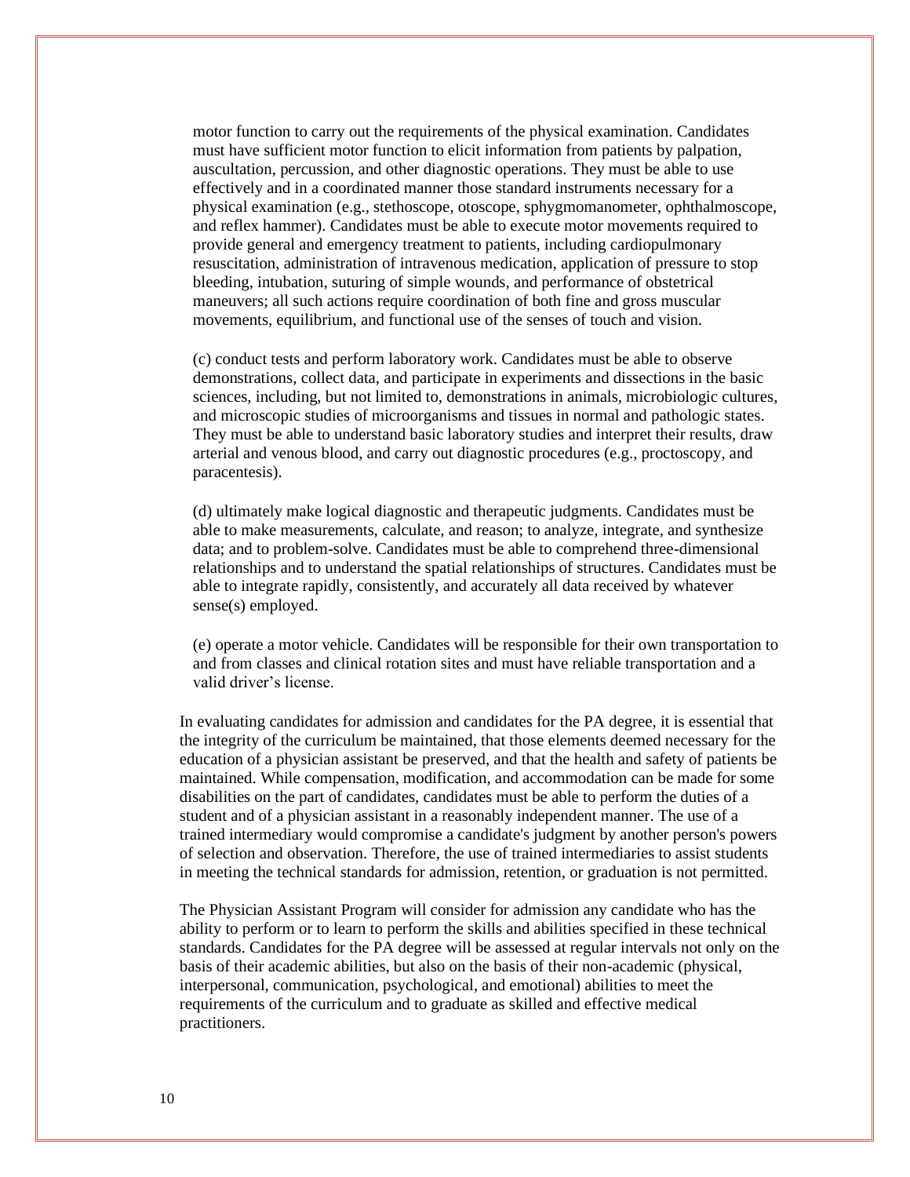motor function to carry out the requirements of the physical examination. Candidates must have sufficient motor function to elicit information from patients by palpation, auscultation, percussion, and other diagnostic operations. They must be able to use effectively and in a coordinated manner those standard instruments necessary for a physical examination (e.g., stethoscope, otoscope, sphygmomanometer, ophthalmoscope, and reflex hammer). Candidates must be able to execute motor movements required to provide general and emergency treatment to patients, including cardiopulmonary resuscitation, administration of intravenous medication, application of pressure to stop bleeding, intubation, suturing of simple wounds, and performance of obstetrical maneuvers; all such actions require coordination of both fine and gross muscular movements, equilibrium, and functional use of the senses of touch and vision.

(c) conduct tests and perform laboratory work. Candidates must be able to observe demonstrations, collect data, and participate in experiments and dissections in the basic sciences, including, but not limited to, demonstrations in animals, microbiologic cultures, and microscopic studies of microorganisms and tissues in normal and pathologic states. They must be able to understand basic laboratory studies and interpret their results, draw arterial and venous blood, and carry out diagnostic procedures (e.g., proctoscopy, and paracentesis).

(d) ultimately make logical diagnostic and therapeutic judgments. Candidates must be able to make measurements, calculate, and reason; to analyze, integrate, and synthesize data; and to problem-solve. Candidates must be able to comprehend three-dimensional relationships and to understand the spatial relationships of structures. Candidates must be able to integrate rapidly, consistently, and accurately all data received by whatever sense(s) employed.

(e) operate a motor vehicle. Candidates will be responsible for their own transportation to and from classes and clinical rotation sites and must have reliable transportation and a valid driver's license.

In evaluating candidates for admission and candidates for the PA degree, it is essential that the integrity of the curriculum be maintained, that those elements deemed necessary for the education of a physician assistant be preserved, and that the health and safety of patients be maintained. While compensation, modification, and accommodation can be made for some disabilities on the part of candidates, candidates must be able to perform the duties of a student and of a physician assistant in a reasonably independent manner. The use of a trained intermediary would compromise a candidate's judgment by another person's powers of selection and observation. Therefore, the use of trained intermediaries to assist students in meeting the technical standards for admission, retention, or graduation is not permitted.

The Physician Assistant Program will consider for admission any candidate who has the ability to perform or to learn to perform the skills and abilities specified in these technical standards. Candidates for the PA degree will be assessed at regular intervals not only on the basis of their academic abilities, but also on the basis of their non-academic (physical, interpersonal, communication, psychological, and emotional) abilities to meet the requirements of the curriculum and to graduate as skilled and effective medical practitioners.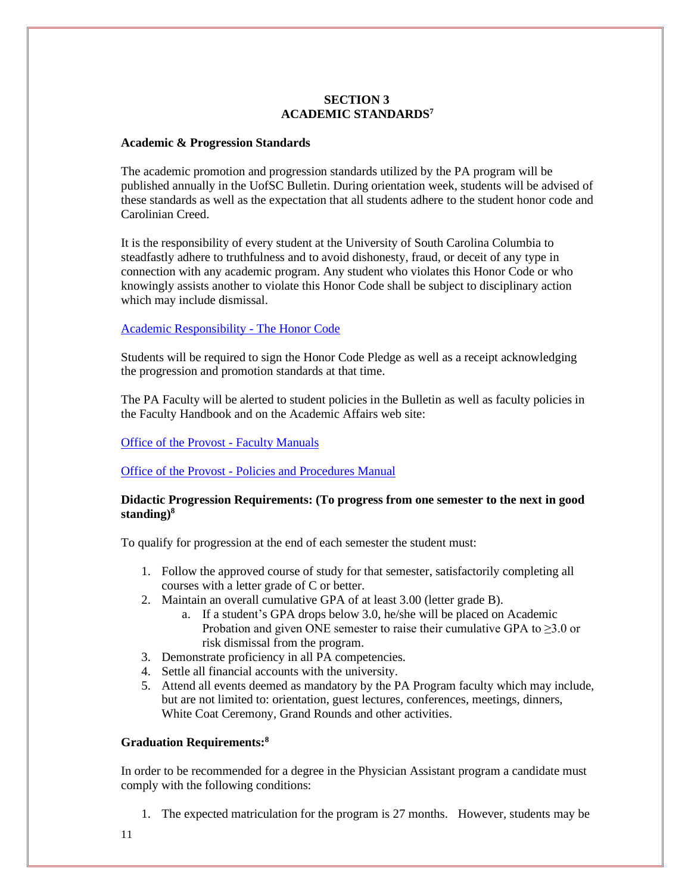## SECTION 3
## ACADEMIC STANDARDS[7]

**Academic & Progression Standards**

The academic promotion and progression standards utilized by the PA program will be published annually in the UofSC Bulletin. During orientation week, students will be advised of these standards as well as the expectation that all students adhere to the student honor code and Carolinian Creed.

It is the responsibility of every student at the University of South Carolina Columbia to steadfastly adhere to truthfulness and to avoid dishonesty, fraud, or deceit of any type in connection with any academic program. Any student who violates this Honor Code or who knowingly assists another to violate this Honor Code shall be subject to disciplinary action which may include dismissal.

Academic Responsibility - The Honor Code

Students will be required to sign the Honor Code Pledge as well as a receipt acknowledging the progression and promotion standards at that time.

The PA Faculty will be alerted to student policies in the Bulletin as well as faculty policies in the Faculty Handbook and on the Academic Affairs web site:

Office of the Provost - Faculty Manuals

Office of the Provost - Policies and Procedures Manual

**Didactic Progression Requirements: (To progress from one semester to the next in good standing)[8]**

To qualify for progression at the end of each semester the student must:

1. Follow the approved course of study for that semester, satisfactorily completing all courses with a letter grade of C or better.
2. Maintain an overall cumulative GPA of at least 3.00 (letter grade B).
   a. If a student's GPA drops below 3.0, he/she will be placed on Academic Probation and given ONE semester to raise their cumulative GPA to ≥3.0 or risk dismissal from the program.
3. Demonstrate proficiency in all PA competencies.
4. Settle all financial accounts with the university.
5. Attend all events deemed as mandatory by the PA Program faculty which may include, but are not limited to: orientation, guest lectures, conferences, meetings, dinners, White Coat Ceremony, Grand Rounds and other activities.

**Graduation Requirements:[8]**

In order to be recommended for a degree in the Physician Assistant program a candidate must comply with the following conditions:

1. The expected matriculation for the program is 27 months. However, students may be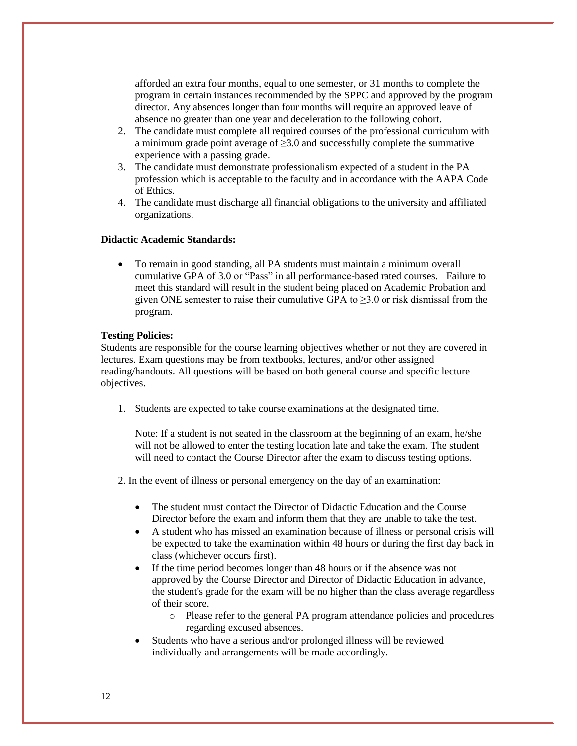afforded an extra four months, equal to one semester, or 31 months to complete the program in certain instances recommended by the SPPC and approved by the program director. Any absences longer than four months will require an approved leave of absence no greater than one year and deceleration to the following cohort.

2. The candidate must complete all required courses of the professional curriculum with a minimum grade point average of ≥3.0 and successfully complete the summative experience with a passing grade.
3. The candidate must demonstrate professionalism expected of a student in the PA profession which is acceptable to the faculty and in accordance with the AAPA Code of Ethics.
4. The candidate must discharge all financial obligations to the university and affiliated organizations.

**Didactic Academic Standards:**

- To remain in good standing, all PA students must maintain a minimum overall cumulative GPA of 3.0 or "Pass" in all performance-based rated courses. Failure to meet this standard will result in the student being placed on Academic Probation and given ONE semester to raise their cumulative GPA to ≥3.0 or risk dismissal from the program.

**Testing Policies:**

Students are responsible for the course learning objectives whether or not they are covered in lectures. Exam questions may be from textbooks, lectures, and/or other assigned reading/handouts. All questions will be based on both general course and specific lecture objectives.

1. Students are expected to take course examinations at the designated time.

   Note: If a student is not seated in the classroom at the beginning of an exam, he/she will not be allowed to enter the testing location late and take the exam. The student will need to contact the Course Director after the exam to discuss testing options.

2. In the event of illness or personal emergency on the day of an examination:

   - The student must contact the Director of Didactic Education and the Course Director before the exam and inform them that they are unable to take the test.
   - A student who has missed an examination because of illness or personal crisis will be expected to take the examination within 48 hours or during the first day back in class (whichever occurs first).
   - If the time period becomes longer than 48 hours or if the absence was not approved by the Course Director and Director of Didactic Education in advance, the student's grade for the exam will be no higher than the class average regardless of their score.
     - Please refer to the general PA program attendance policies and procedures regarding excused absences.
   - Students who have a serious and/or prolonged illness will be reviewed individually and arrangements will be made accordingly.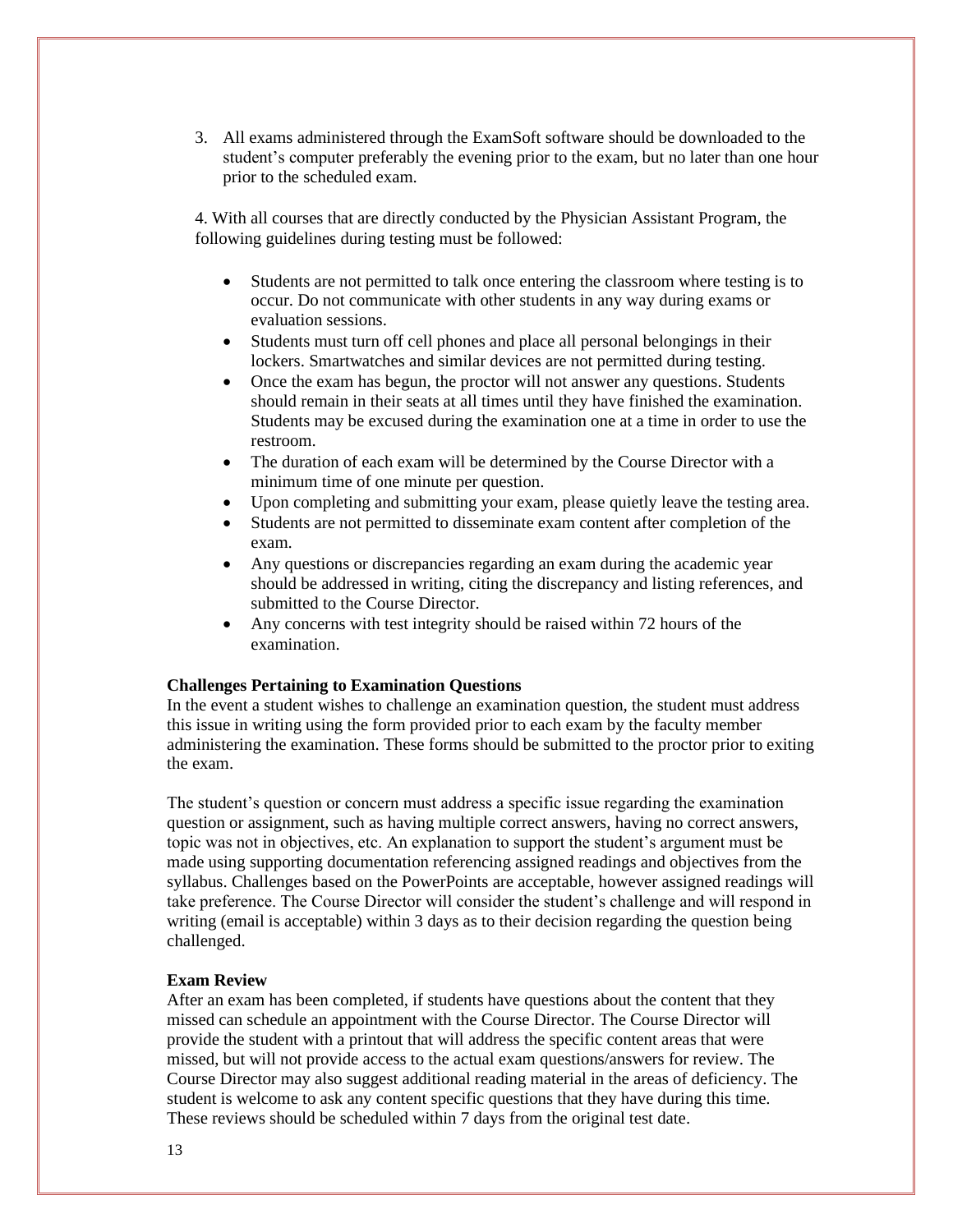3. All exams administered through the ExamSoft software should be downloaded to the student's computer preferably the evening prior to the exam, but no later than one hour prior to the scheduled exam.

4. With all courses that are directly conducted by the Physician Assistant Program, the following guidelines during testing must be followed:

- Students are not permitted to talk once entering the classroom where testing is to occur. Do not communicate with other students in any way during exams or evaluation sessions.
- Students must turn off cell phones and place all personal belongings in their lockers. Smartwatches and similar devices are not permitted during testing.
- Once the exam has begun, the proctor will not answer any questions. Students should remain in their seats at all times until they have finished the examination. Students may be excused during the examination one at a time in order to use the restroom.
- The duration of each exam will be determined by the Course Director with a minimum time of one minute per question.
- Upon completing and submitting your exam, please quietly leave the testing area.
- Students are not permitted to disseminate exam content after completion of the exam.
- Any questions or discrepancies regarding an exam during the academic year should be addressed in writing, citing the discrepancy and listing references, and submitted to the Course Director.
- Any concerns with test integrity should be raised within 72 hours of the examination.

**Challenges Pertaining to Examination Questions**

In the event a student wishes to challenge an examination question, the student must address this issue in writing using the form provided prior to each exam by the faculty member administering the examination. These forms should be submitted to the proctor prior to exiting the exam.

The student's question or concern must address a specific issue regarding the examination question or assignment, such as having multiple correct answers, having no correct answers, topic was not in objectives, etc. An explanation to support the student's argument must be made using supporting documentation referencing assigned readings and objectives from the syllabus. Challenges based on the PowerPoints are acceptable, however assigned readings will take preference. The Course Director will consider the student's challenge and will respond in writing (email is acceptable) within 3 days as to their decision regarding the question being challenged.

**Exam Review**

After an exam has been completed, if students have questions about the content that they missed can schedule an appointment with the Course Director. The Course Director will provide the student with a printout that will address the specific content areas that were missed, but will not provide access to the actual exam questions/answers for review. The Course Director may also suggest additional reading material in the areas of deficiency. The student is welcome to ask any content specific questions that they have during this time. These reviews should be scheduled within 7 days from the original test date.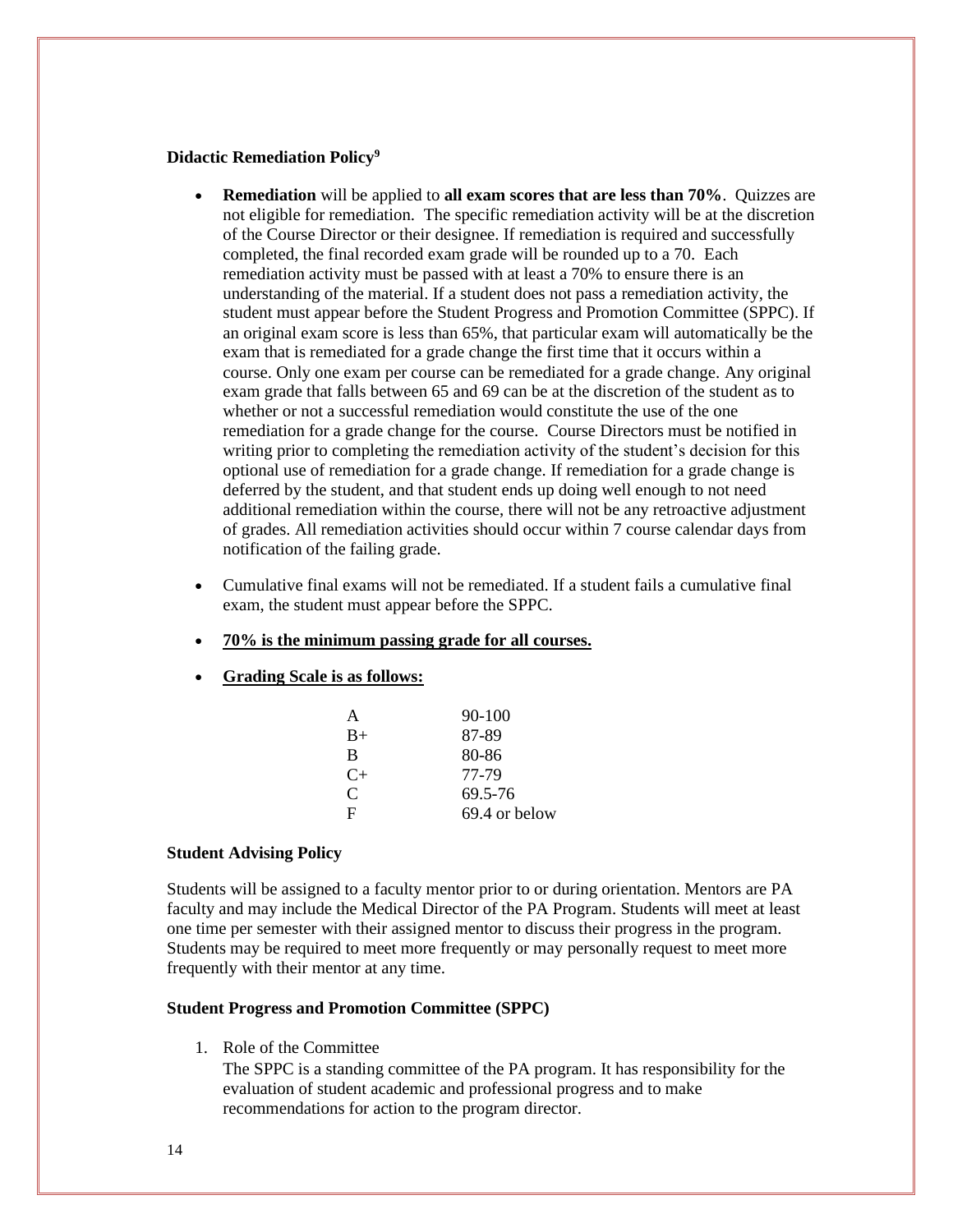### Didactic Remediation Policy[9]

- **Remediation** will be applied to **all exam scores that are less than 70%**. Quizzes are not eligible for remediation. The specific remediation activity will be at the discretion of the Course Director or their designee. If remediation is required and successfully completed, the final recorded exam grade will be rounded up to a 70. Each remediation activity must be passed with at least a 70% to ensure there is an understanding of the material. If a student does not pass a remediation activity, the student must appear before the Student Progress and Promotion Committee (SPPC). If an original exam score is less than 65%, that particular exam will automatically be the exam that is remediated for a grade change the first time that it occurs within a course. Only one exam per course can be remediated for a grade change. Any original exam grade that falls between 65 and 69 can be at the discretion of the student as to whether or not a successful remediation would constitute the use of the one remediation for a grade change for the course. Course Directors must be notified in writing prior to completing the remediation activity of the student's decision for this optional use of remediation for a grade change. If remediation for a grade change is deferred by the student, and that student ends up doing well enough to not need additional remediation within the course, there will not be any retroactive adjustment of grades. All remediation activities should occur within 7 course calendar days from notification of the failing grade.
- Cumulative final exams will not be remediated. If a student fails a cumulative final exam, the student must appear before the SPPC.
- **70% is the minimum passing grade for all courses.**
- **Grading Scale is as follows:**

| Grade | Range |
|---|---|
| A | 90-100 |
| B+ | 87-89 |
| B | 80-86 |
| C+ | 77-79 |
| C | 69.5-76 |
| F | 69.4 or below |

### Student Advising Policy

Students will be assigned to a faculty mentor prior to or during orientation. Mentors are PA faculty and may include the Medical Director of the PA Program. Students will meet at least one time per semester with their assigned mentor to discuss their progress in the program. Students may be required to meet more frequently or may personally request to meet more frequently with their mentor at any time.

### Student Progress and Promotion Committee (SPPC)

1. Role of the Committee

   The SPPC is a standing committee of the PA program. It has responsibility for the evaluation of student academic and professional progress and to make recommendations for action to the program director.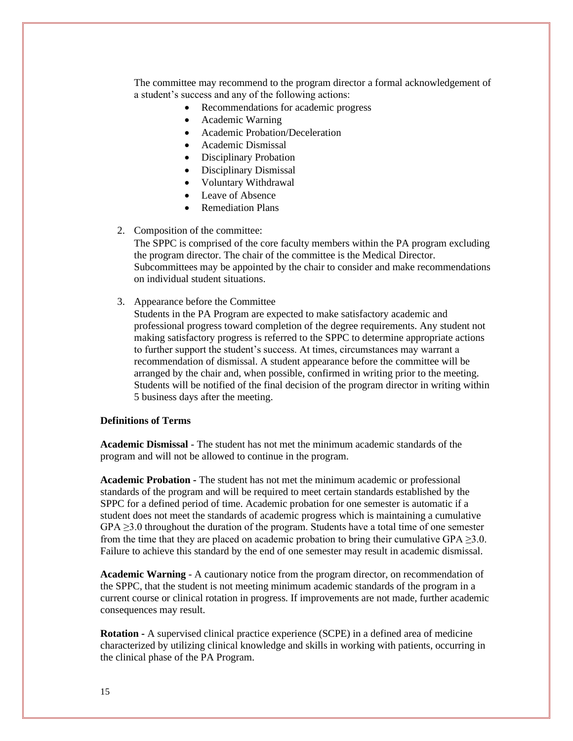The committee may recommend to the program director a formal acknowledgement of a student's success and any of the following actions:

- Recommendations for academic progress
- Academic Warning
- Academic Probation/Deceleration
- Academic Dismissal
- Disciplinary Probation
- Disciplinary Dismissal
- Voluntary Withdrawal
- Leave of Absence
- Remediation Plans

2. Composition of the committee:
   The SPPC is comprised of the core faculty members within the PA program excluding the program director. The chair of the committee is the Medical Director. Subcommittees may be appointed by the chair to consider and make recommendations on individual student situations.

3. Appearance before the Committee
   Students in the PA Program are expected to make satisfactory academic and professional progress toward completion of the degree requirements. Any student not making satisfactory progress is referred to the SPPC to determine appropriate actions to further support the student's success. At times, circumstances may warrant a recommendation of dismissal. A student appearance before the committee will be arranged by the chair and, when possible, confirmed in writing prior to the meeting. Students will be notified of the final decision of the program director in writing within 5 business days after the meeting.

**Definitions of Terms**

**Academic Dismissal** - The student has not met the minimum academic standards of the program and will not be allowed to continue in the program.

**Academic Probation -** The student has not met the minimum academic or professional standards of the program and will be required to meet certain standards established by the SPPC for a defined period of time. Academic probation for one semester is automatic if a student does not meet the standards of academic progress which is maintaining a cumulative GPA $\geq$3.0 throughout the duration of the program. Students have a total time of one semester from the time that they are placed on academic probation to bring their cumulative GPA $\geq$3.0. Failure to achieve this standard by the end of one semester may result in academic dismissal.

**Academic Warning** - A cautionary notice from the program director, on recommendation of the SPPC, that the student is not meeting minimum academic standards of the program in a current course or clinical rotation in progress. If improvements are not made, further academic consequences may result.

**Rotation -** A supervised clinical practice experience (SCPE) in a defined area of medicine characterized by utilizing clinical knowledge and skills in working with patients, occurring in the clinical phase of the PA Program.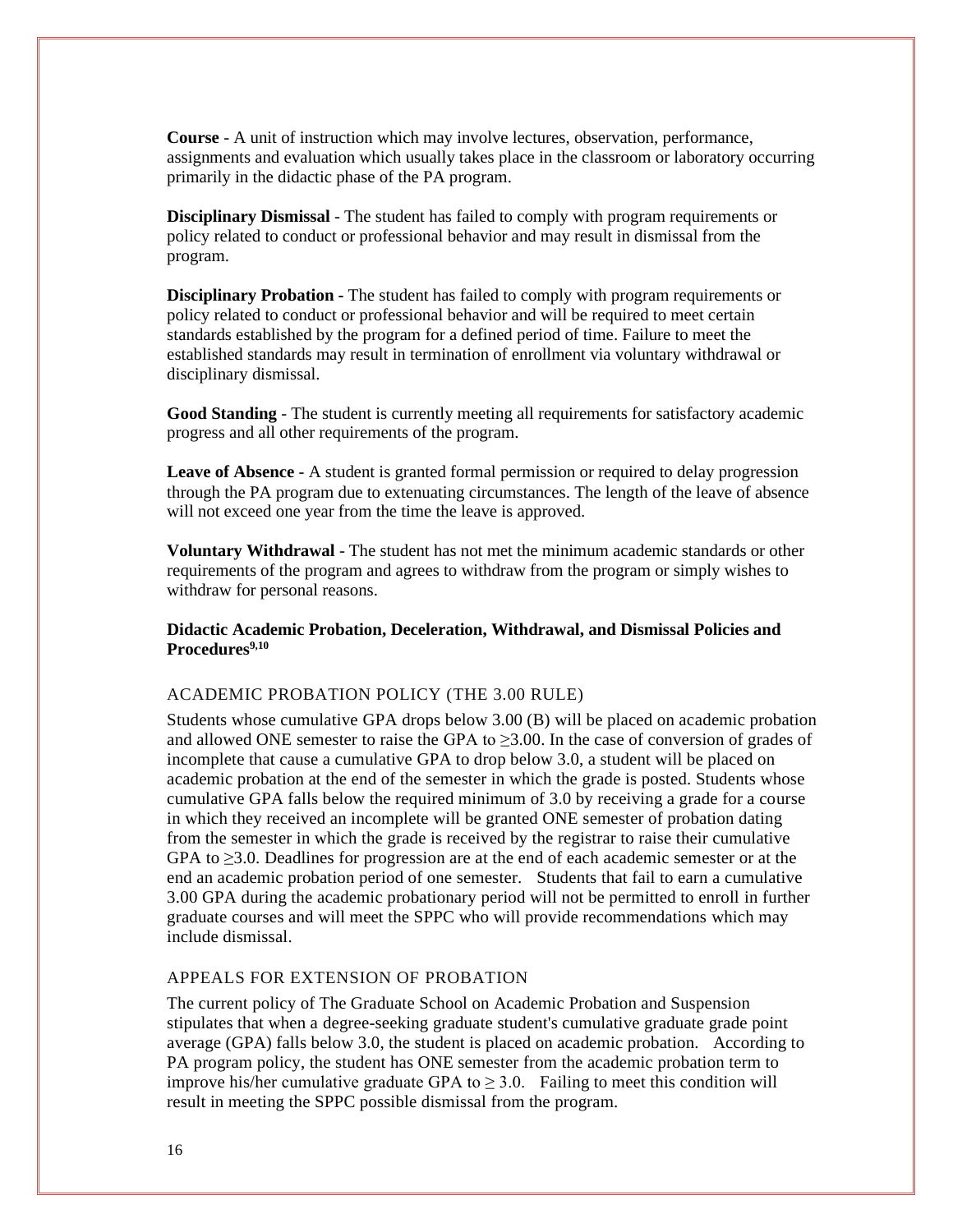**Course** - A unit of instruction which may involve lectures, observation, performance, assignments and evaluation which usually takes place in the classroom or laboratory occurring primarily in the didactic phase of the PA program.

**Disciplinary Dismissal** - The student has failed to comply with program requirements or policy related to conduct or professional behavior and may result in dismissal from the program.

**Disciplinary Probation -** The student has failed to comply with program requirements or policy related to conduct or professional behavior and will be required to meet certain standards established by the program for a defined period of time. Failure to meet the established standards may result in termination of enrollment via voluntary withdrawal or disciplinary dismissal.

**Good Standing** - The student is currently meeting all requirements for satisfactory academic progress and all other requirements of the program.

**Leave of Absence** - A student is granted formal permission or required to delay progression through the PA program due to extenuating circumstances. The length of the leave of absence will not exceed one year from the time the leave is approved.

**Voluntary Withdrawal** - The student has not met the minimum academic standards or other requirements of the program and agrees to withdraw from the program or simply wishes to withdraw for personal reasons.

## Didactic Academic Probation, Deceleration, Withdrawal, and Dismissal Policies and Procedures[9,10]

### ACADEMIC PROBATION POLICY (THE 3.00 RULE)

Students whose cumulative GPA drops below 3.00 (B) will be placed on academic probation and allowed ONE semester to raise the GPA to $\geq$3.00. In the case of conversion of grades of incomplete that cause a cumulative GPA to drop below 3.0, a student will be placed on academic probation at the end of the semester in which the grade is posted. Students whose cumulative GPA falls below the required minimum of 3.0 by receiving a grade for a course in which they received an incomplete will be granted ONE semester of probation dating from the semester in which the grade is received by the registrar to raise their cumulative GPA to $\geq$3.0. Deadlines for progression are at the end of each academic semester or at the end an academic probation period of one semester. Students that fail to earn a cumulative 3.00 GPA during the academic probationary period will not be permitted to enroll in further graduate courses and will meet the SPPC who will provide recommendations which may include dismissal.

### APPEALS FOR EXTENSION OF PROBATION

The current policy of The Graduate School on Academic Probation and Suspension stipulates that when a degree-seeking graduate student's cumulative graduate grade point average (GPA) falls below 3.0, the student is placed on academic probation. According to PA program policy, the student has ONE semester from the academic probation term to improve his/her cumulative graduate GPA to $\geq$ 3.0. Failing to meet this condition will result in meeting the SPPC possible dismissal from the program.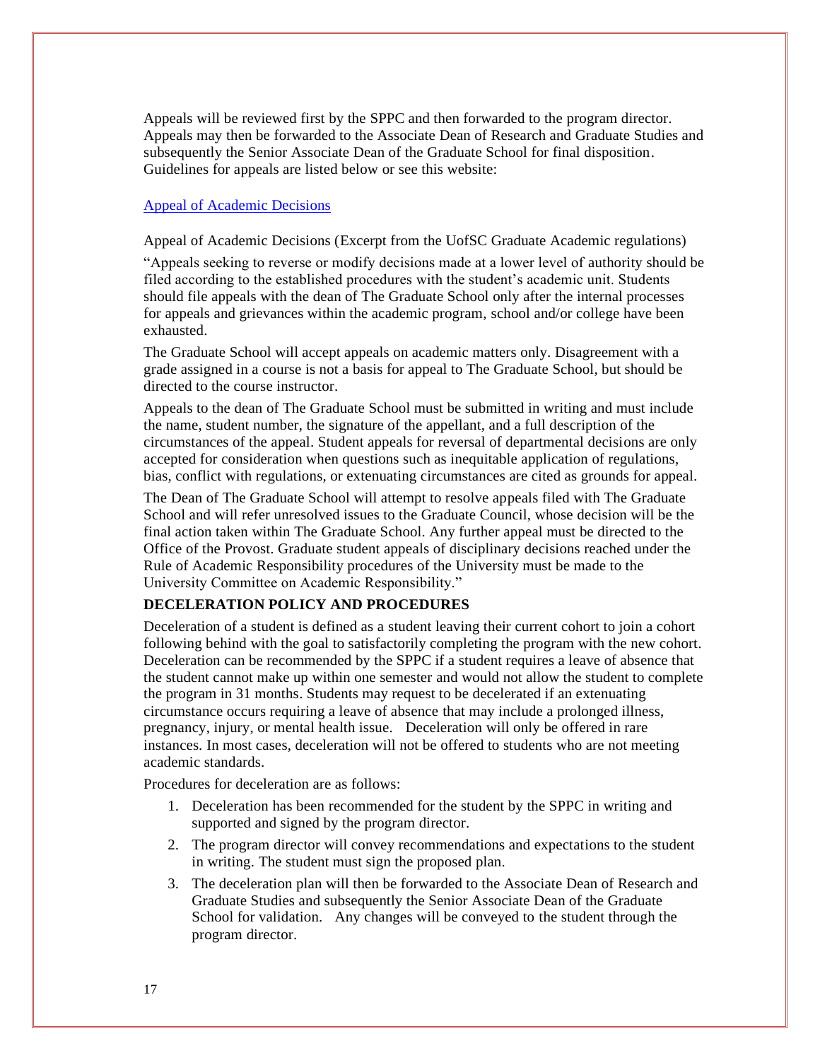Appeals will be reviewed first by the SPPC and then forwarded to the program director. Appeals may then be forwarded to the Associate Dean of Research and Graduate Studies and subsequently the Senior Associate Dean of the Graduate School for final disposition. Guidelines for appeals are listed below or see this website:

[Appeal of Academic Decisions]

Appeal of Academic Decisions (Excerpt from the UofSC Graduate Academic regulations)

"Appeals seeking to reverse or modify decisions made at a lower level of authority should be filed according to the established procedures with the student's academic unit. Students should file appeals with the dean of The Graduate School only after the internal processes for appeals and grievances within the academic program, school and/or college have been exhausted.

The Graduate School will accept appeals on academic matters only. Disagreement with a grade assigned in a course is not a basis for appeal to The Graduate School, but should be directed to the course instructor.

Appeals to the dean of The Graduate School must be submitted in writing and must include the name, student number, the signature of the appellant, and a full description of the circumstances of the appeal. Student appeals for reversal of departmental decisions are only accepted for consideration when questions such as inequitable application of regulations, bias, conflict with regulations, or extenuating circumstances are cited as grounds for appeal.

The Dean of The Graduate School will attempt to resolve appeals filed with The Graduate School and will refer unresolved issues to the Graduate Council, whose decision will be the final action taken within The Graduate School. Any further appeal must be directed to the Office of the Provost. Graduate student appeals of disciplinary decisions reached under the Rule of Academic Responsibility procedures of the University must be made to the University Committee on Academic Responsibility."

**DECELERATION POLICY AND PROCEDURES**

Deceleration of a student is defined as a student leaving their current cohort to join a cohort following behind with the goal to satisfactorily completing the program with the new cohort. Deceleration can be recommended by the SPPC if a student requires a leave of absence that the student cannot make up within one semester and would not allow the student to complete the program in 31 months. Students may request to be decelerated if an extenuating circumstance occurs requiring a leave of absence that may include a prolonged illness, pregnancy, injury, or mental health issue. Deceleration will only be offered in rare instances. In most cases, deceleration will not be offered to students who are not meeting academic standards.

Procedures for deceleration are as follows:

1. Deceleration has been recommended for the student by the SPPC in writing and supported and signed by the program director.
2. The program director will convey recommendations and expectations to the student in writing. The student must sign the proposed plan.
3. The deceleration plan will then be forwarded to the Associate Dean of Research and Graduate Studies and subsequently the Senior Associate Dean of the Graduate School for validation. Any changes will be conveyed to the student through the program director.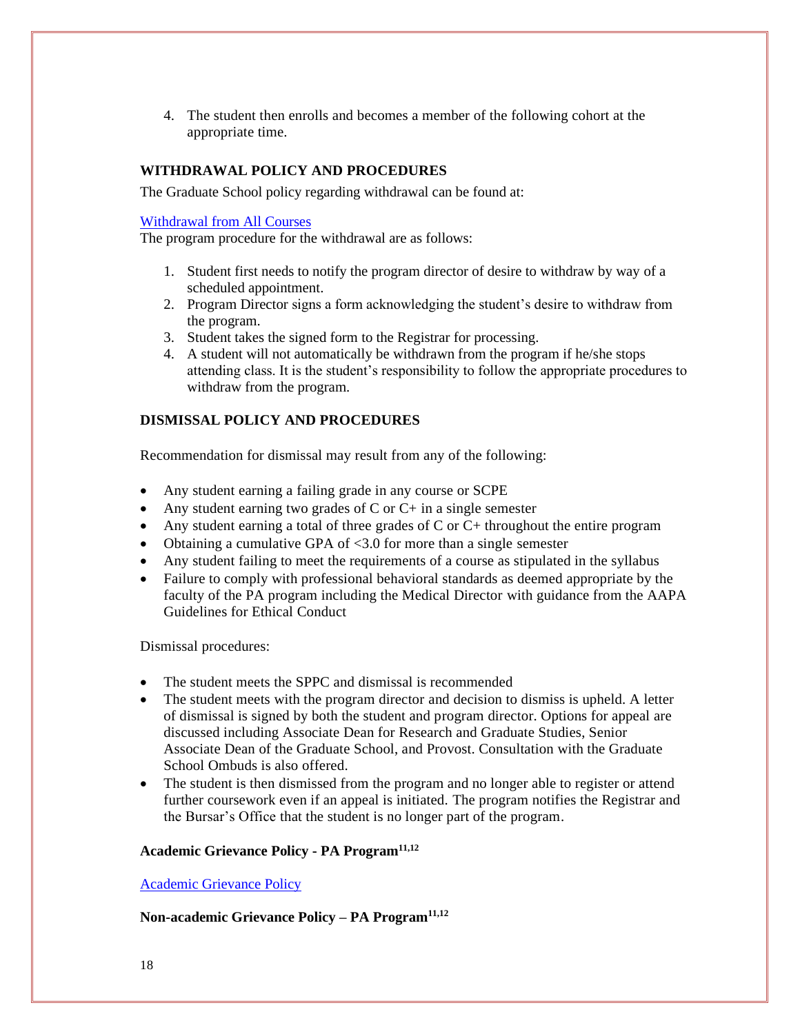4. The student then enrolls and becomes a member of the following cohort at the appropriate time.

## WITHDRAWAL POLICY AND PROCEDURES

The Graduate School policy regarding withdrawal can be found at:

[Withdrawal from All Courses]

The program procedure for the withdrawal are as follows:

1. Student first needs to notify the program director of desire to withdraw by way of a scheduled appointment.
2. Program Director signs a form acknowledging the student's desire to withdraw from the program.
3. Student takes the signed form to the Registrar for processing.
4. A student will not automatically be withdrawn from the program if he/she stops attending class. It is the student's responsibility to follow the appropriate procedures to withdraw from the program.

## DISMISSAL POLICY AND PROCEDURES

Recommendation for dismissal may result from any of the following:

- Any student earning a failing grade in any course or SCPE
- Any student earning two grades of C or C+ in a single semester
- Any student earning a total of three grades of C or C+ throughout the entire program
- Obtaining a cumulative GPA of <3.0 for more than a single semester
- Any student failing to meet the requirements of a course as stipulated in the syllabus
- Failure to comply with professional behavioral standards as deemed appropriate by the faculty of the PA program including the Medical Director with guidance from the AAPA Guidelines for Ethical Conduct

Dismissal procedures:

- The student meets the SPPC and dismissal is recommended
- The student meets with the program director and decision to dismiss is upheld. A letter of dismissal is signed by both the student and program director. Options for appeal are discussed including Associate Dean for Research and Graduate Studies, Senior Associate Dean of the Graduate School, and Provost. Consultation with the Graduate School Ombuds is also offered.
- The student is then dismissed from the program and no longer able to register or attend further coursework even if an appeal is initiated. The program notifies the Registrar and the Bursar's Office that the student is no longer part of the program.

### Academic Grievance Policy - PA Program[11,12]

[Academic Grievance Policy]

### Non-academic Grievance Policy – PA Program[11,12]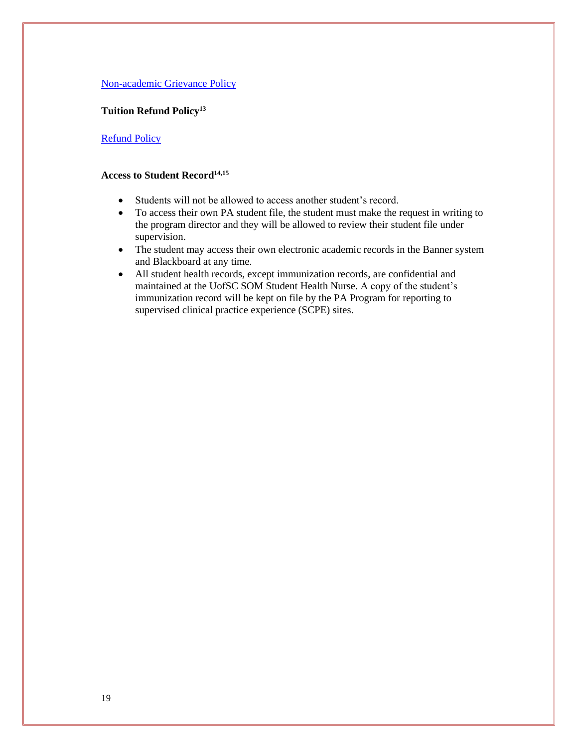Non-academic Grievance Policy

### Tuition Refund Policy[13]

Refund Policy

### Access to Student Record[14,15]

- Students will not be allowed to access another student's record.
- To access their own PA student file, the student must make the request in writing to the program director and they will be allowed to review their student file under supervision.
- The student may access their own electronic academic records in the Banner system and Blackboard at any time.
- All student health records, except immunization records, are confidential and maintained at the UofSC SOM Student Health Nurse. A copy of the student's immunization record will be kept on file by the PA Program for reporting to supervised clinical practice experience (SCPE) sites.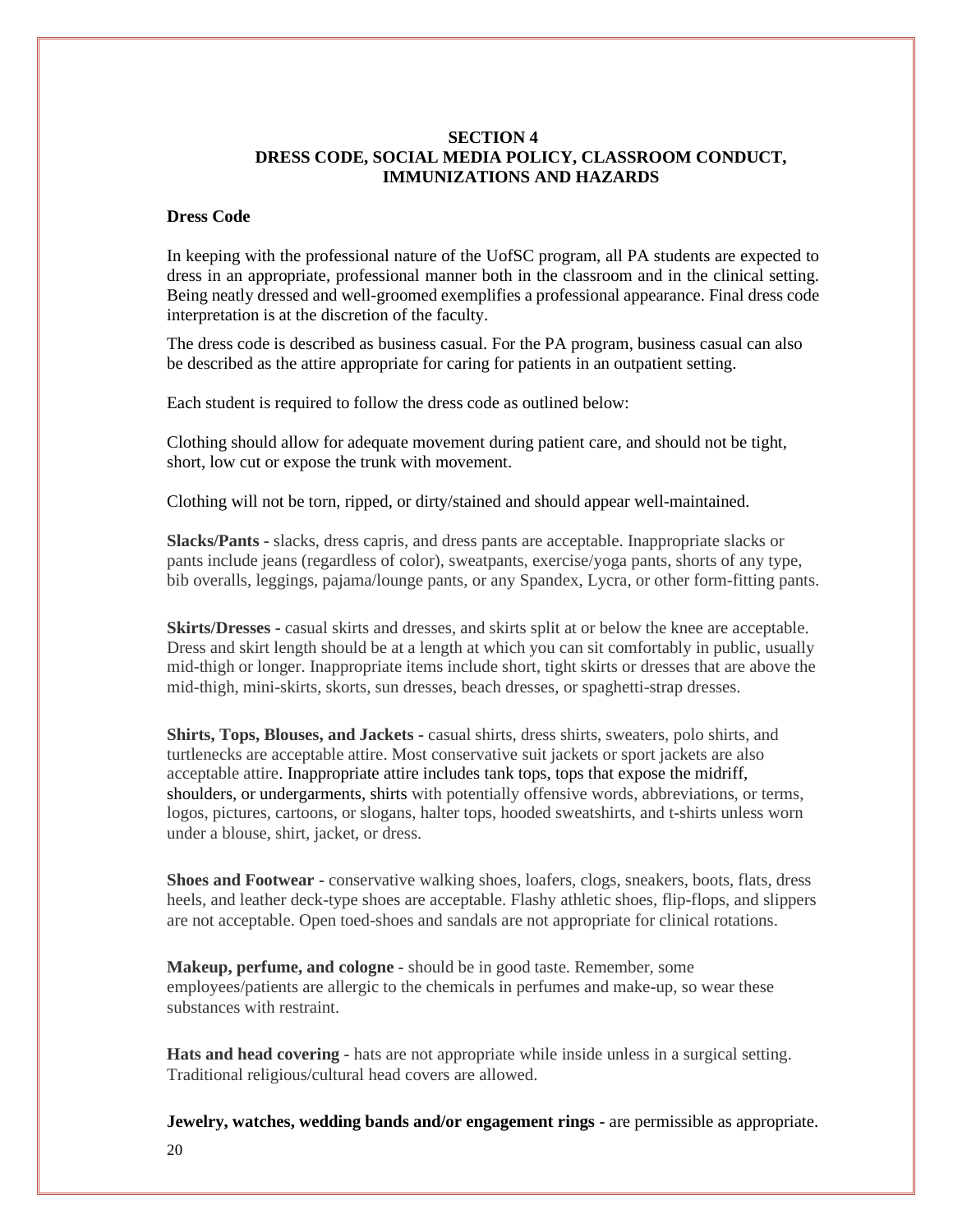## SECTION 4
## DRESS CODE, SOCIAL MEDIA POLICY, CLASSROOM CONDUCT, IMMUNIZATIONS AND HAZARDS

### Dress Code

In keeping with the professional nature of the UofSC program, all PA students are expected to dress in an appropriate, professional manner both in the classroom and in the clinical setting. Being neatly dressed and well-groomed exemplifies a professional appearance. Final dress code interpretation is at the discretion of the faculty.

The dress code is described as business casual. For the PA program, business casual can also be described as the attire appropriate for caring for patients in an outpatient setting.

Each student is required to follow the dress code as outlined below:

Clothing should allow for adequate movement during patient care, and should not be tight, short, low cut or expose the trunk with movement.

Clothing will not be torn, ripped, or dirty/stained and should appear well-maintained.

**Slacks/Pants** - slacks, dress capris, and dress pants are acceptable. Inappropriate slacks or pants include jeans (regardless of color), sweatpants, exercise/yoga pants, shorts of any type, bib overalls, leggings, pajama/lounge pants, or any Spandex, Lycra, or other form-fitting pants.

**Skirts/Dresses** - casual skirts and dresses, and skirts split at or below the knee are acceptable. Dress and skirt length should be at a length at which you can sit comfortably in public, usually mid-thigh or longer. Inappropriate items include short, tight skirts or dresses that are above the mid-thigh, mini-skirts, skorts, sun dresses, beach dresses, or spaghetti-strap dresses.

**Shirts, Tops, Blouses, and Jackets** - casual shirts, dress shirts, sweaters, polo shirts, and turtlenecks are acceptable attire. Most conservative suit jackets or sport jackets are also acceptable attire. Inappropriate attire includes tank tops, tops that expose the midriff, shoulders, or undergarments, shirts with potentially offensive words, abbreviations, or terms, logos, pictures, cartoons, or slogans, halter tops, hooded sweatshirts, and t-shirts unless worn under a blouse, shirt, jacket, or dress.

**Shoes and Footwear** - conservative walking shoes, loafers, clogs, sneakers, boots, flats, dress heels, and leather deck-type shoes are acceptable. Flashy athletic shoes, flip-flops, and slippers are not acceptable. Open toed-shoes and sandals are not appropriate for clinical rotations.

**Makeup, perfume, and cologne** - should be in good taste. Remember, some employees/patients are allergic to the chemicals in perfumes and make-up, so wear these substances with restraint.

**Hats and head covering** - hats are not appropriate while inside unless in a surgical setting. Traditional religious/cultural head covers are allowed.

**Jewelry, watches, wedding bands and/or engagement rings** - are permissible as appropriate.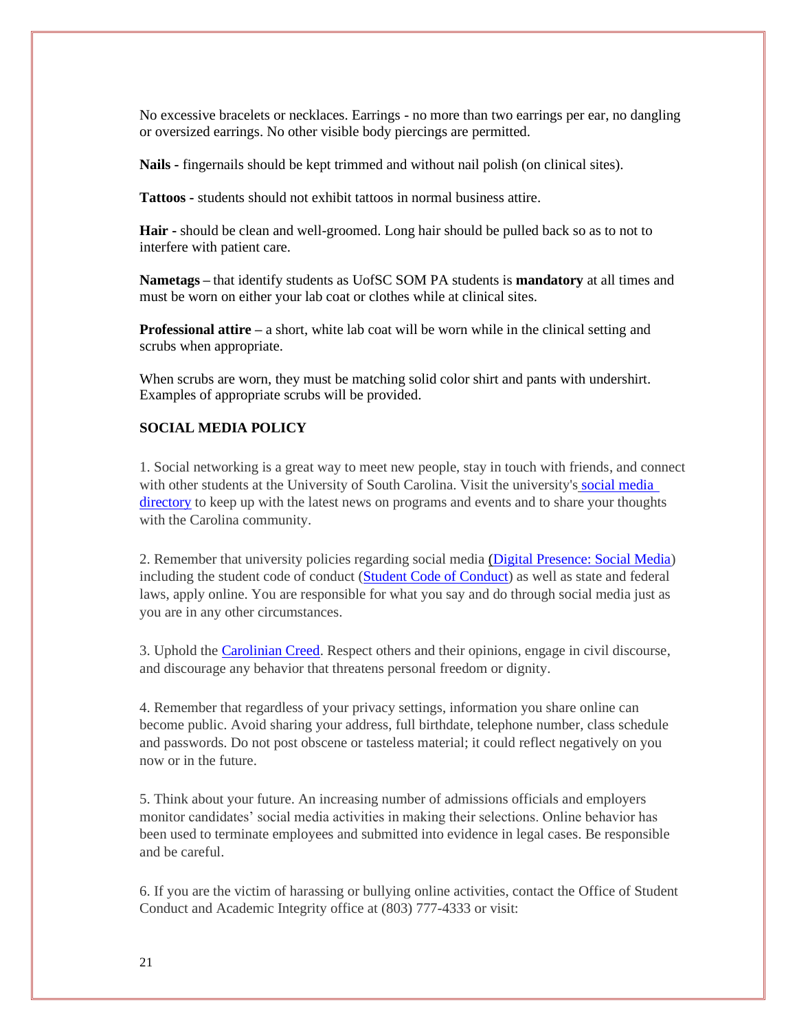No excessive bracelets or necklaces. Earrings - no more than two earrings per ear, no dangling or oversized earrings. No other visible body piercings are permitted.

**Nails -** fingernails should be kept trimmed and without nail polish (on clinical sites).

**Tattoos -** students should not exhibit tattoos in normal business attire.

**Hair -** should be clean and well-groomed. Long hair should be pulled back so as to not to interfere with patient care.

**Nametags –** that identify students as UofSC SOM PA students is **mandatory** at all times and must be worn on either your lab coat or clothes while at clinical sites.

**Professional attire –** a short, white lab coat will be worn while in the clinical setting and scrubs when appropriate.

When scrubs are worn, they must be matching solid color shirt and pants with undershirt. Examples of appropriate scrubs will be provided.

**SOCIAL MEDIA POLICY**

1. Social networking is a great way to meet new people, stay in touch with friends, and connect with other students at the University of South Carolina. Visit the university's social media directory to keep up with the latest news on programs and events and to share your thoughts with the Carolina community.

2. Remember that university policies regarding social media (Digital Presence: Social Media) including the student code of conduct (Student Code of Conduct) as well as state and federal laws, apply online. You are responsible for what you say and do through social media just as you are in any other circumstances.

3. Uphold the Carolinian Creed. Respect others and their opinions, engage in civil discourse, and discourage any behavior that threatens personal freedom or dignity.

4. Remember that regardless of your privacy settings, information you share online can become public. Avoid sharing your address, full birthdate, telephone number, class schedule and passwords. Do not post obscene or tasteless material; it could reflect negatively on you now or in the future.

5. Think about your future. An increasing number of admissions officials and employers monitor candidates' social media activities in making their selections. Online behavior has been used to terminate employees and submitted into evidence in legal cases. Be responsible and be careful.

6. If you are the victim of harassing or bullying online activities, contact the Office of Student Conduct and Academic Integrity office at (803) 777-4333 or visit: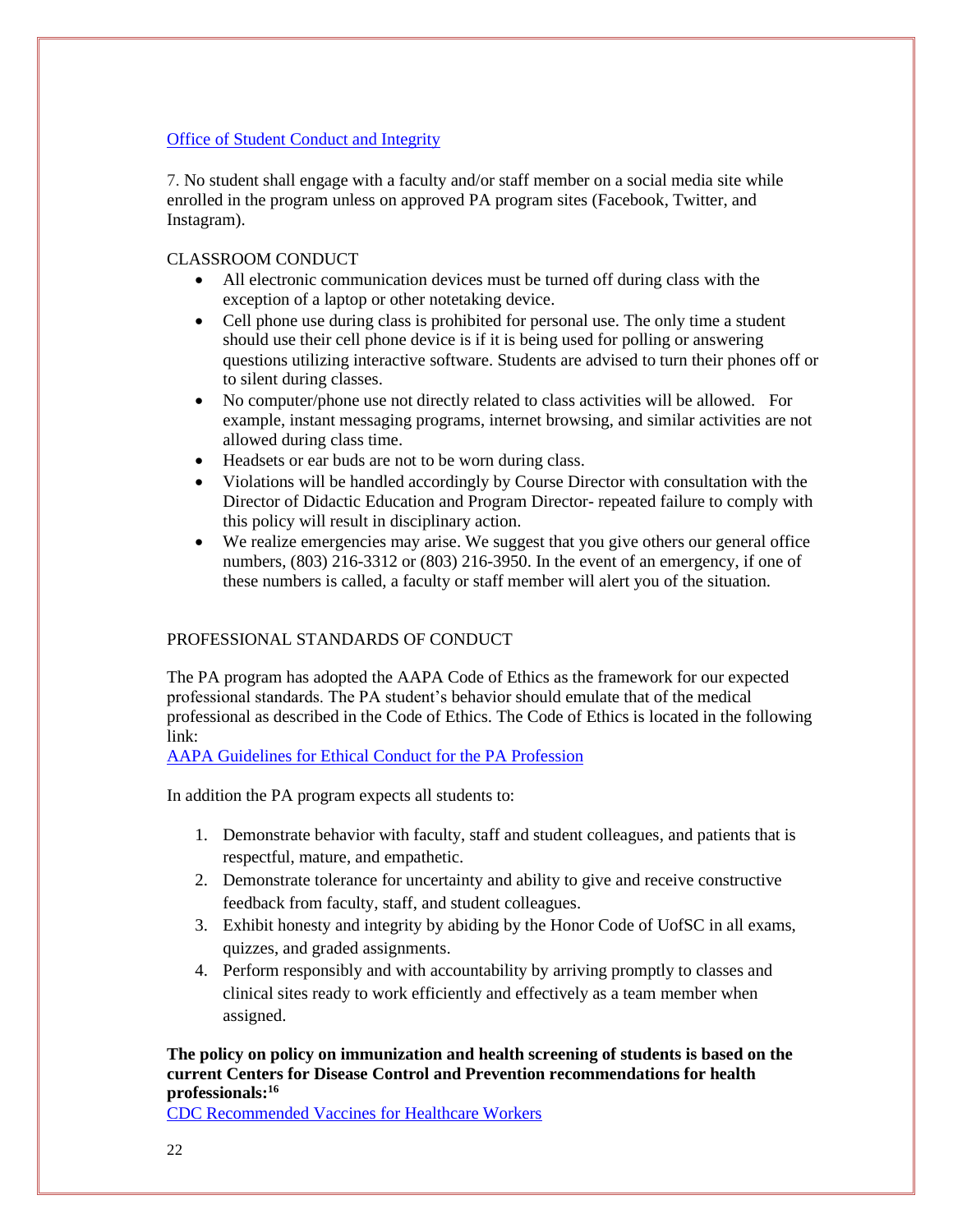Office of Student Conduct and Integrity

7. No student shall engage with a faculty and/or staff member on a social media site while enrolled in the program unless on approved PA program sites (Facebook, Twitter, and Instagram).

CLASSROOM CONDUCT

- All electronic communication devices must be turned off during class with the exception of a laptop or other notetaking device.
- Cell phone use during class is prohibited for personal use. The only time a student should use their cell phone device is if it is being used for polling or answering questions utilizing interactive software. Students are advised to turn their phones off or to silent during classes.
- No computer/phone use not directly related to class activities will be allowed. For example, instant messaging programs, internet browsing, and similar activities are not allowed during class time.
- Headsets or ear buds are not to be worn during class.
- Violations will be handled accordingly by Course Director with consultation with the Director of Didactic Education and Program Director- repeated failure to comply with this policy will result in disciplinary action.
- We realize emergencies may arise. We suggest that you give others our general office numbers, (803) 216-3312 or (803) 216-3950. In the event of an emergency, if one of these numbers is called, a faculty or staff member will alert you of the situation.

PROFESSIONAL STANDARDS OF CONDUCT

The PA program has adopted the AAPA Code of Ethics as the framework for our expected professional standards. The PA student's behavior should emulate that of the medical professional as described in the Code of Ethics. The Code of Ethics is located in the following link:
AAPA Guidelines for Ethical Conduct for the PA Profession

In addition the PA program expects all students to:

1. Demonstrate behavior with faculty, staff and student colleagues, and patients that is respectful, mature, and empathetic.
2. Demonstrate tolerance for uncertainty and ability to give and receive constructive feedback from faculty, staff, and student colleagues.
3. Exhibit honesty and integrity by abiding by the Honor Code of UofSC in all exams, quizzes, and graded assignments.
4. Perform responsibly and with accountability by arriving promptly to classes and clinical sites ready to work efficiently and effectively as a team member when assigned.

**The policy on policy on immunization and health screening of students is based on the current Centers for Disease Control and Prevention recommendations for health professionals:[16]**
CDC Recommended Vaccines for Healthcare Workers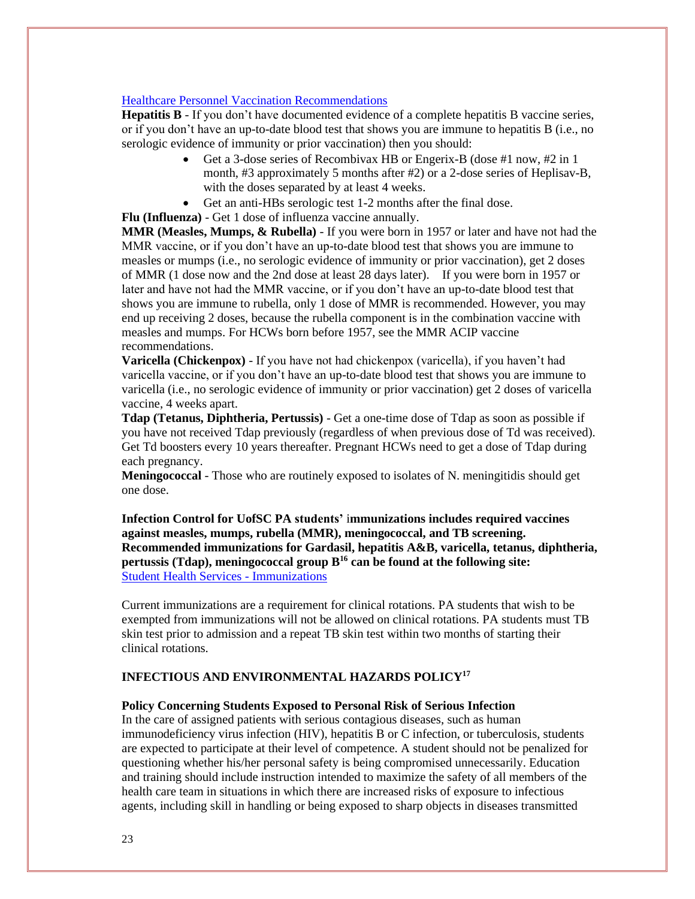[Healthcare Personnel Vaccination Recommendations](#)

**Hepatitis B** - If you don't have documented evidence of a complete hepatitis B vaccine series, or if you don't have an up-to-date blood test that shows you are immune to hepatitis B (i.e., no serologic evidence of immunity or prior vaccination) then you should:

- Get a 3-dose series of Recombivax HB or Engerix-B (dose #1 now, #2 in 1 month, #3 approximately 5 months after #2) or a 2-dose series of Heplisav-B, with the doses separated by at least 4 weeks.
- Get an anti-HBs serologic test 1-2 months after the final dose.

**Flu (Influenza)** - Get 1 dose of influenza vaccine annually.

**MMR (Measles, Mumps, & Rubella)** - If you were born in 1957 or later and have not had the MMR vaccine, or if you don't have an up-to-date blood test that shows you are immune to measles or mumps (i.e., no serologic evidence of immunity or prior vaccination), get 2 doses of MMR (1 dose now and the 2nd dose at least 28 days later). If you were born in 1957 or later and have not had the MMR vaccine, or if you don't have an up-to-date blood test that shows you are immune to rubella, only 1 dose of MMR is recommended. However, you may end up receiving 2 doses, because the rubella component is in the combination vaccine with measles and mumps. For HCWs born before 1957, see the MMR ACIP vaccine recommendations.

**Varicella (Chickenpox)** - If you have not had chickenpox (varicella), if you haven't had varicella vaccine, or if you don't have an up-to-date blood test that shows you are immune to varicella (i.e., no serologic evidence of immunity or prior vaccination) get 2 doses of varicella vaccine, 4 weeks apart.

**Tdap (Tetanus, Diphtheria, Pertussis)** - Get a one-time dose of Tdap as soon as possible if you have not received Tdap previously (regardless of when previous dose of Td was received). Get Td boosters every 10 years thereafter. Pregnant HCWs need to get a dose of Tdap during each pregnancy.

**Meningococcal** - Those who are routinely exposed to isolates of N. meningitidis should get one dose.

**Infection Control for UofSC PA students' immunizations includes required vaccines against measles, mumps, rubella (MMR), meningococcal, and TB screening. Recommended immunizations for Gardasil, hepatitis A&B, varicella, tetanus, diphtheria, pertussis (Tdap), meningococcal group B[16] can be found at the following site:**
[Student Health Services - Immunizations](#)

Current immunizations are a requirement for clinical rotations. PA students that wish to be exempted from immunizations will not be allowed on clinical rotations. PA students must TB skin test prior to admission and a repeat TB skin test within two months of starting their clinical rotations.

## INFECTIOUS AND ENVIRONMENTAL HAZARDS POLICY[17]

### Policy Concerning Students Exposed to Personal Risk of Serious Infection

In the care of assigned patients with serious contagious diseases, such as human immunodeficiency virus infection (HIV), hepatitis B or C infection, or tuberculosis, students are expected to participate at their level of competence. A student should not be penalized for questioning whether his/her personal safety is being compromised unnecessarily. Education and training should include instruction intended to maximize the safety of all members of the health care team in situations in which there are increased risks of exposure to infectious agents, including skill in handling or being exposed to sharp objects in diseases transmitted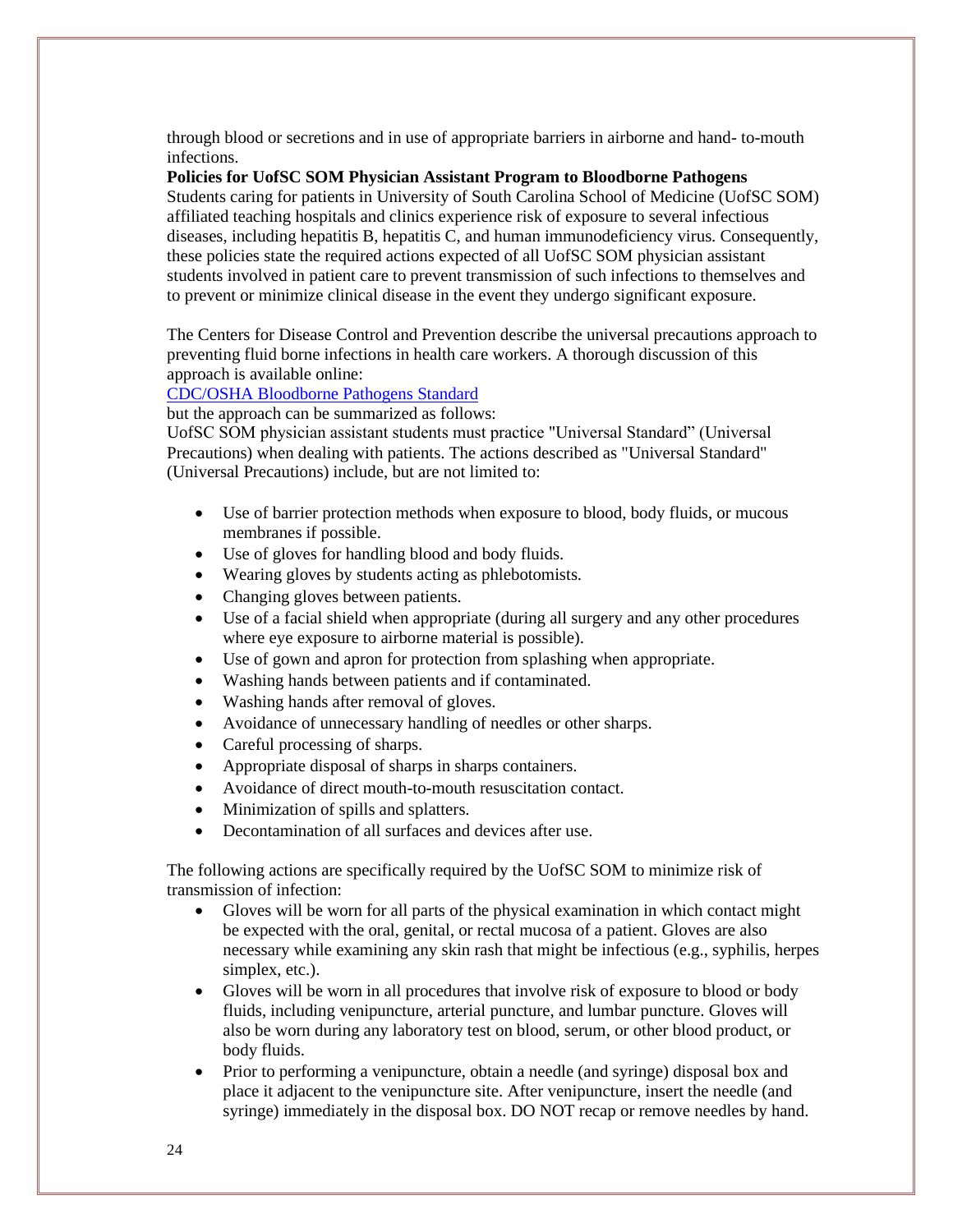through blood or secretions and in use of appropriate barriers in airborne and hand- to-mouth infections.

**Policies for UofSC SOM Physician Assistant Program to Bloodborne Pathogens**

Students caring for patients in University of South Carolina School of Medicine (UofSC SOM) affiliated teaching hospitals and clinics experience risk of exposure to several infectious diseases, including hepatitis B, hepatitis C, and human immunodeficiency virus. Consequently, these policies state the required actions expected of all UofSC SOM physician assistant students involved in patient care to prevent transmission of such infections to themselves and to prevent or minimize clinical disease in the event they undergo significant exposure.

The Centers for Disease Control and Prevention describe the universal precautions approach to preventing fluid borne infections in health care workers. A thorough discussion of this approach is available online:

[CDC/OSHA Bloodborne Pathogens Standard]

but the approach can be summarized as follows:

UofSC SOM physician assistant students must practice "Universal Standard" (Universal Precautions) when dealing with patients. The actions described as "Universal Standard" (Universal Precautions) include, but are not limited to:

- Use of barrier protection methods when exposure to blood, body fluids, or mucous membranes if possible.
- Use of gloves for handling blood and body fluids.
- Wearing gloves by students acting as phlebotomists.
- Changing gloves between patients.
- Use of a facial shield when appropriate (during all surgery and any other procedures where eye exposure to airborne material is possible).
- Use of gown and apron for protection from splashing when appropriate.
- Washing hands between patients and if contaminated.
- Washing hands after removal of gloves.
- Avoidance of unnecessary handling of needles or other sharps.
- Careful processing of sharps.
- Appropriate disposal of sharps in sharps containers.
- Avoidance of direct mouth-to-mouth resuscitation contact.
- Minimization of spills and splatters.
- Decontamination of all surfaces and devices after use.

The following actions are specifically required by the UofSC SOM to minimize risk of transmission of infection:

- Gloves will be worn for all parts of the physical examination in which contact might be expected with the oral, genital, or rectal mucosa of a patient. Gloves are also necessary while examining any skin rash that might be infectious (e.g., syphilis, herpes simplex, etc.).
- Gloves will be worn in all procedures that involve risk of exposure to blood or body fluids, including venipuncture, arterial puncture, and lumbar puncture. Gloves will also be worn during any laboratory test on blood, serum, or other blood product, or body fluids.
- Prior to performing a venipuncture, obtain a needle (and syringe) disposal box and place it adjacent to the venipuncture site. After venipuncture, insert the needle (and syringe) immediately in the disposal box. DO NOT recap or remove needles by hand.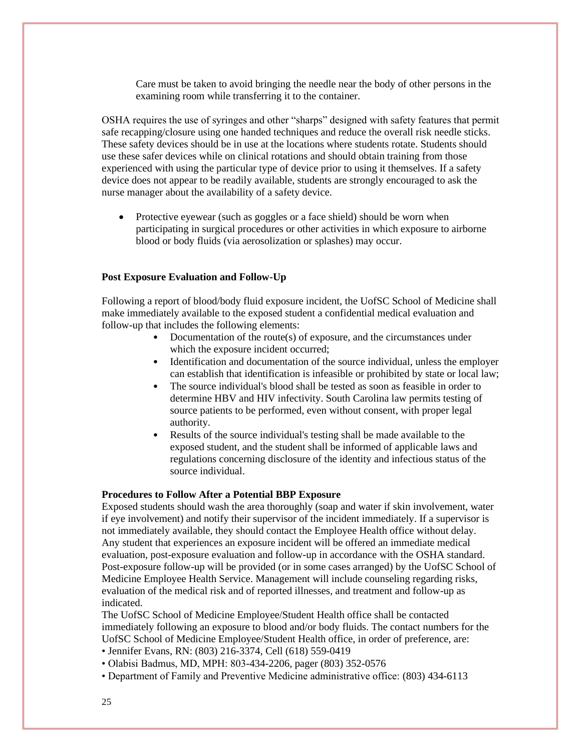Care must be taken to avoid bringing the needle near the body of other persons in the examining room while transferring it to the container.

OSHA requires the use of syringes and other “sharps” designed with safety features that permit safe recapping/closure using one handed techniques and reduce the overall risk needle sticks. These safety devices should be in use at the locations where students rotate. Students should use these safer devices while on clinical rotations and should obtain training from those experienced with using the particular type of device prior to using it themselves. If a safety device does not appear to be readily available, students are strongly encouraged to ask the nurse manager about the availability of a safety device.

- Protective eyewear (such as goggles or a face shield) should be worn when participating in surgical procedures or other activities in which exposure to airborne blood or body fluids (via aerosolization or splashes) may occur.

**Post Exposure Evaluation and Follow-Up**

Following a report of blood/body fluid exposure incident, the UofSC School of Medicine shall make immediately available to the exposed student a confidential medical evaluation and follow-up that includes the following elements:

- Documentation of the route(s) of exposure, and the circumstances under which the exposure incident occurred;
- Identification and documentation of the source individual, unless the employer can establish that identification is infeasible or prohibited by state or local law;
- The source individual's blood shall be tested as soon as feasible in order to determine HBV and HIV infectivity. South Carolina law permits testing of source patients to be performed, even without consent, with proper legal authority.
- Results of the source individual's testing shall be made available to the exposed student, and the student shall be informed of applicable laws and regulations concerning disclosure of the identity and infectious status of the source individual.

**Procedures to Follow After a Potential BBP Exposure**

Exposed students should wash the area thoroughly (soap and water if skin involvement, water if eye involvement) and notify their supervisor of the incident immediately. If a supervisor is not immediately available, they should contact the Employee Health office without delay. Any student that experiences an exposure incident will be offered an immediate medical evaluation, post-exposure evaluation and follow-up in accordance with the OSHA standard. Post-exposure follow-up will be provided (or in some cases arranged) by the UofSC School of Medicine Employee Health Service. Management will include counseling regarding risks, evaluation of the medical risk and of reported illnesses, and treatment and follow-up as indicated.

The UofSC School of Medicine Employee/Student Health office shall be contacted immediately following an exposure to blood and/or body fluids. The contact numbers for the UofSC School of Medicine Employee/Student Health office, in order of preference, are:

- Jennifer Evans, RN: (803) 216-3374, Cell (618) 559-0419
- Olabisi Badmus, MD, MPH: 803-434-2206, pager (803) 352-0576
- Department of Family and Preventive Medicine administrative office: (803) 434-6113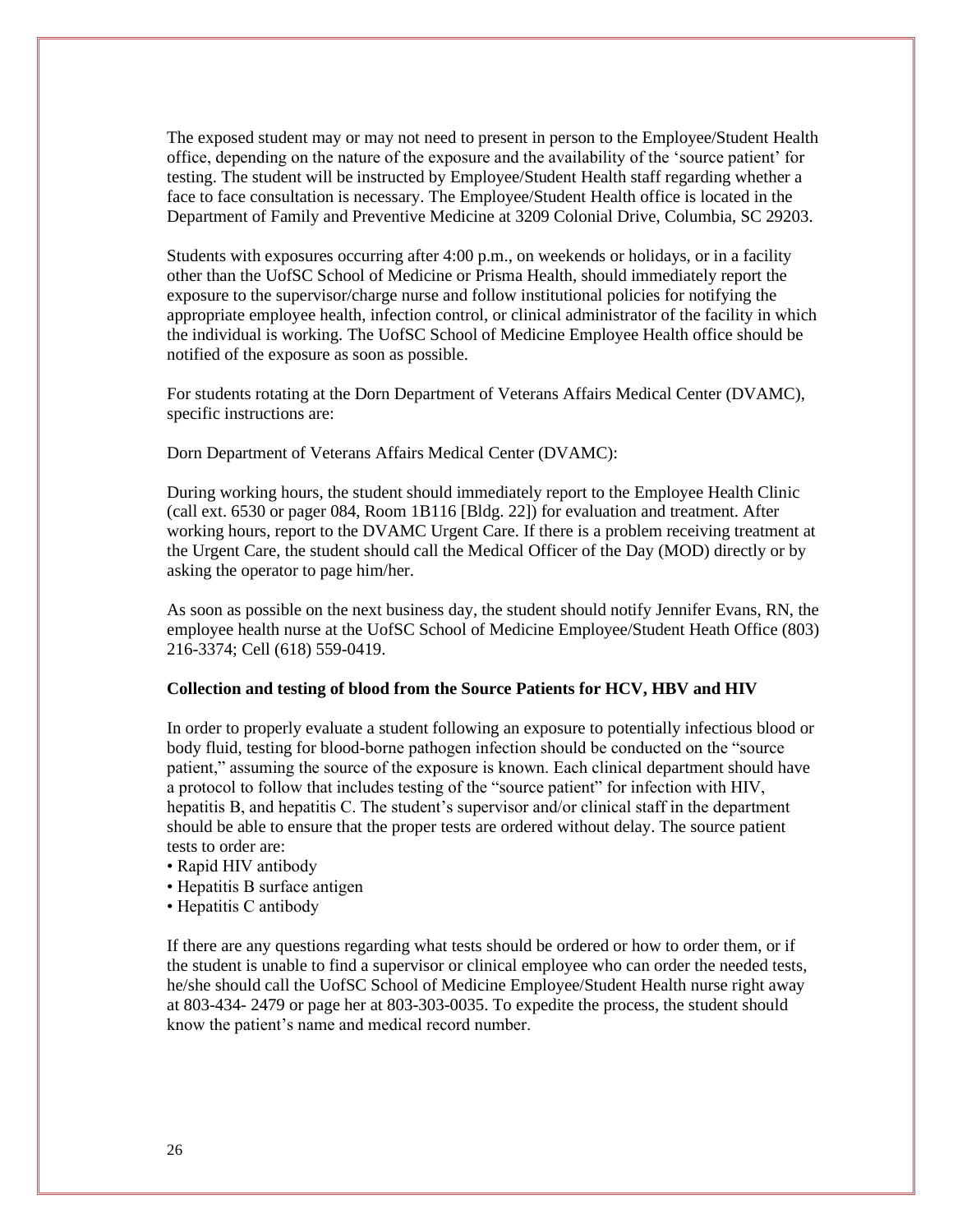The exposed student may or may not need to present in person to the Employee/Student Health office, depending on the nature of the exposure and the availability of the 'source patient' for testing. The student will be instructed by Employee/Student Health staff regarding whether a face to face consultation is necessary. The Employee/Student Health office is located in the Department of Family and Preventive Medicine at 3209 Colonial Drive, Columbia, SC 29203.

Students with exposures occurring after 4:00 p.m., on weekends or holidays, or in a facility other than the UofSC School of Medicine or Prisma Health, should immediately report the exposure to the supervisor/charge nurse and follow institutional policies for notifying the appropriate employee health, infection control, or clinical administrator of the facility in which the individual is working. The UofSC School of Medicine Employee Health office should be notified of the exposure as soon as possible.

For students rotating at the Dorn Department of Veterans Affairs Medical Center (DVAMC), specific instructions are:

Dorn Department of Veterans Affairs Medical Center (DVAMC):

During working hours, the student should immediately report to the Employee Health Clinic (call ext. 6530 or pager 084, Room 1B116 [Bldg. 22]) for evaluation and treatment. After working hours, report to the DVAMC Urgent Care. If there is a problem receiving treatment at the Urgent Care, the student should call the Medical Officer of the Day (MOD) directly or by asking the operator to page him/her.

As soon as possible on the next business day, the student should notify Jennifer Evans, RN, the employee health nurse at the UofSC School of Medicine Employee/Student Heath Office (803) 216-3374; Cell (618) 559-0419.

**Collection and testing of blood from the Source Patients for HCV, HBV and HIV**

In order to properly evaluate a student following an exposure to potentially infectious blood or body fluid, testing for blood-borne pathogen infection should be conducted on the "source patient," assuming the source of the exposure is known. Each clinical department should have a protocol to follow that includes testing of the "source patient" for infection with HIV, hepatitis B, and hepatitis C. The student's supervisor and/or clinical staff in the department should be able to ensure that the proper tests are ordered without delay. The source patient tests to order are:

- Rapid HIV antibody
- Hepatitis B surface antigen
- Hepatitis C antibody

If there are any questions regarding what tests should be ordered or how to order them, or if the student is unable to find a supervisor or clinical employee who can order the needed tests, he/she should call the UofSC School of Medicine Employee/Student Health nurse right away at 803-434- 2479 or page her at 803-303-0035. To expedite the process, the student should know the patient's name and medical record number.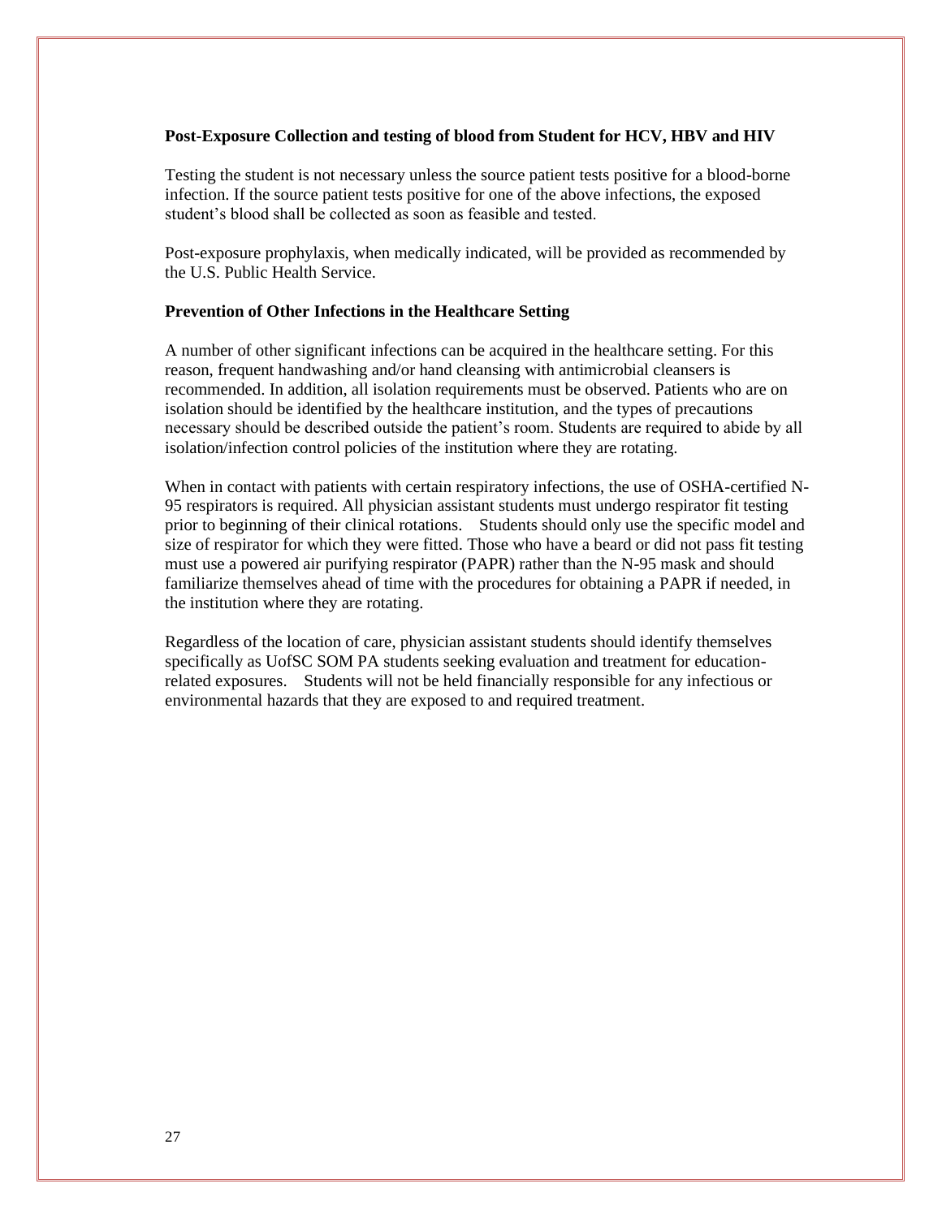**Post-Exposure Collection and testing of blood from Student for HCV, HBV and HIV**

Testing the student is not necessary unless the source patient tests positive for a blood-borne infection. If the source patient tests positive for one of the above infections, the exposed student's blood shall be collected as soon as feasible and tested.

Post-exposure prophylaxis, when medically indicated, will be provided as recommended by the U.S. Public Health Service.

**Prevention of Other Infections in the Healthcare Setting**

A number of other significant infections can be acquired in the healthcare setting. For this reason, frequent handwashing and/or hand cleansing with antimicrobial cleansers is recommended. In addition, all isolation requirements must be observed. Patients who are on isolation should be identified by the healthcare institution, and the types of precautions necessary should be described outside the patient's room. Students are required to abide by all isolation/infection control policies of the institution where they are rotating.

When in contact with patients with certain respiratory infections, the use of OSHA-certified N-95 respirators is required. All physician assistant students must undergo respirator fit testing prior to beginning of their clinical rotations. Students should only use the specific model and size of respirator for which they were fitted. Those who have a beard or did not pass fit testing must use a powered air purifying respirator (PAPR) rather than the N-95 mask and should familiarize themselves ahead of time with the procedures for obtaining a PAPR if needed, in the institution where they are rotating.

Regardless of the location of care, physician assistant students should identify themselves specifically as UofSC SOM PA students seeking evaluation and treatment for education-related exposures. Students will not be held financially responsible for any infectious or environmental hazards that they are exposed to and required treatment.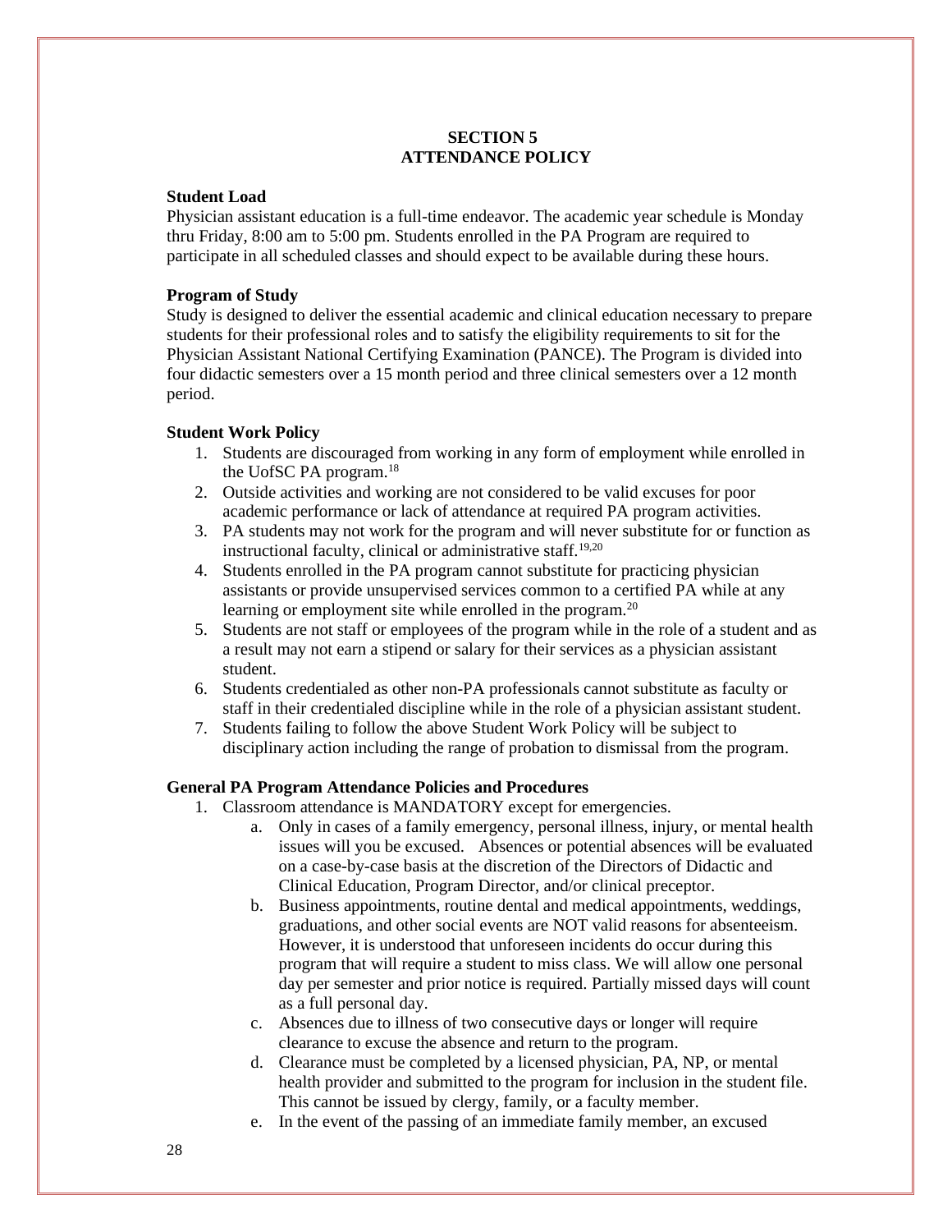## SECTION 5
## ATTENDANCE POLICY

**Student Load**

Physician assistant education is a full-time endeavor. The academic year schedule is Monday thru Friday, 8:00 am to 5:00 pm. Students enrolled in the PA Program are required to participate in all scheduled classes and should expect to be available during these hours.

**Program of Study**

Study is designed to deliver the essential academic and clinical education necessary to prepare students for their professional roles and to satisfy the eligibility requirements to sit for the Physician Assistant National Certifying Examination (PANCE). The Program is divided into four didactic semesters over a 15 month period and three clinical semesters over a 12 month period.

**Student Work Policy**

1. Students are discouraged from working in any form of employment while enrolled in the UofSC PA program.[18]
2. Outside activities and working are not considered to be valid excuses for poor academic performance or lack of attendance at required PA program activities.
3. PA students may not work for the program and will never substitute for or function as instructional faculty, clinical or administrative staff.[19,20]
4. Students enrolled in the PA program cannot substitute for practicing physician assistants or provide unsupervised services common to a certified PA while at any learning or employment site while enrolled in the program.[20]
5. Students are not staff or employees of the program while in the role of a student and as a result may not earn a stipend or salary for their services as a physician assistant student.
6. Students credentialed as other non-PA professionals cannot substitute as faculty or staff in their credentialed discipline while in the role of a physician assistant student.
7. Students failing to follow the above Student Work Policy will be subject to disciplinary action including the range of probation to dismissal from the program.

**General PA Program Attendance Policies and Procedures**

1. Classroom attendance is MANDATORY except for emergencies.
   a. Only in cases of a family emergency, personal illness, injury, or mental health issues will you be excused. Absences or potential absences will be evaluated on a case-by-case basis at the discretion of the Directors of Didactic and Clinical Education, Program Director, and/or clinical preceptor.
   b. Business appointments, routine dental and medical appointments, weddings, graduations, and other social events are NOT valid reasons for absenteeism. However, it is understood that unforeseen incidents do occur during this program that will require a student to miss class. We will allow one personal day per semester and prior notice is required. Partially missed days will count as a full personal day.
   c. Absences due to illness of two consecutive days or longer will require clearance to excuse the absence and return to the program.
   d. Clearance must be completed by a licensed physician, PA, NP, or mental health provider and submitted to the program for inclusion in the student file. This cannot be issued by clergy, family, or a faculty member.
   e. In the event of the passing of an immediate family member, an excused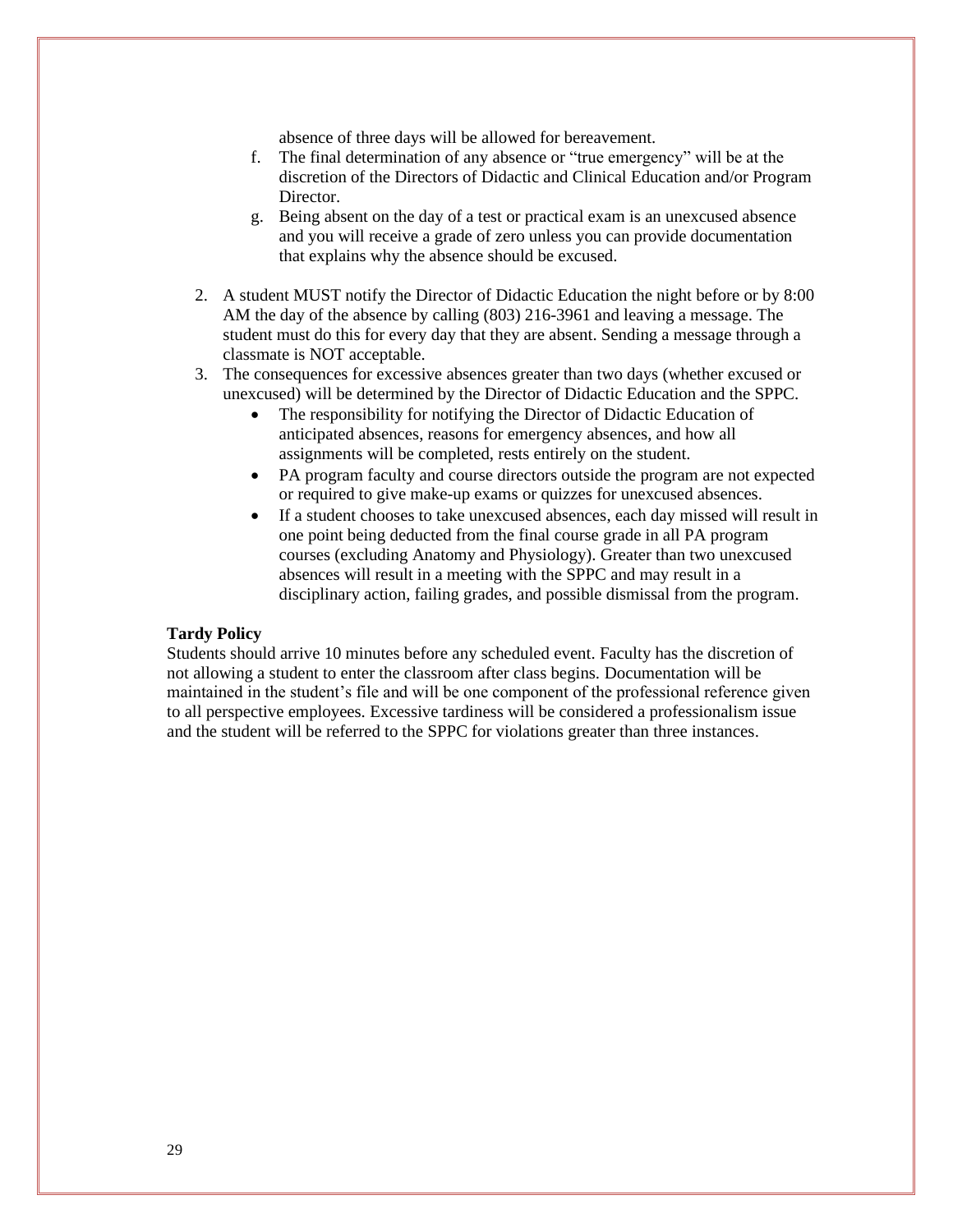absence of three days will be allowed for bereavement.

f. The final determination of any absence or "true emergency" will be at the discretion of the Directors of Didactic and Clinical Education and/or Program Director.

g. Being absent on the day of a test or practical exam is an unexcused absence and you will receive a grade of zero unless you can provide documentation that explains why the absence should be excused.

2. A student MUST notify the Director of Didactic Education the night before or by 8:00 AM the day of the absence by calling (803) 216-3961 and leaving a message. The student must do this for every day that they are absent. Sending a message through a classmate is NOT acceptable.
3. The consequences for excessive absences greater than two days (whether excused or unexcused) will be determined by the Director of Didactic Education and the SPPC.
   - The responsibility for notifying the Director of Didactic Education of anticipated absences, reasons for emergency absences, and how all assignments will be completed, rests entirely on the student.
   - PA program faculty and course directors outside the program are not expected or required to give make-up exams or quizzes for unexcused absences.
   - If a student chooses to take unexcused absences, each day missed will result in one point being deducted from the final course grade in all PA program courses (excluding Anatomy and Physiology). Greater than two unexcused absences will result in a meeting with the SPPC and may result in a disciplinary action, failing grades, and possible dismissal from the program.

**Tardy Policy**

Students should arrive 10 minutes before any scheduled event. Faculty has the discretion of not allowing a student to enter the classroom after class begins. Documentation will be maintained in the student's file and will be one component of the professional reference given to all perspective employees. Excessive tardiness will be considered a professionalism issue and the student will be referred to the SPPC for violations greater than three instances.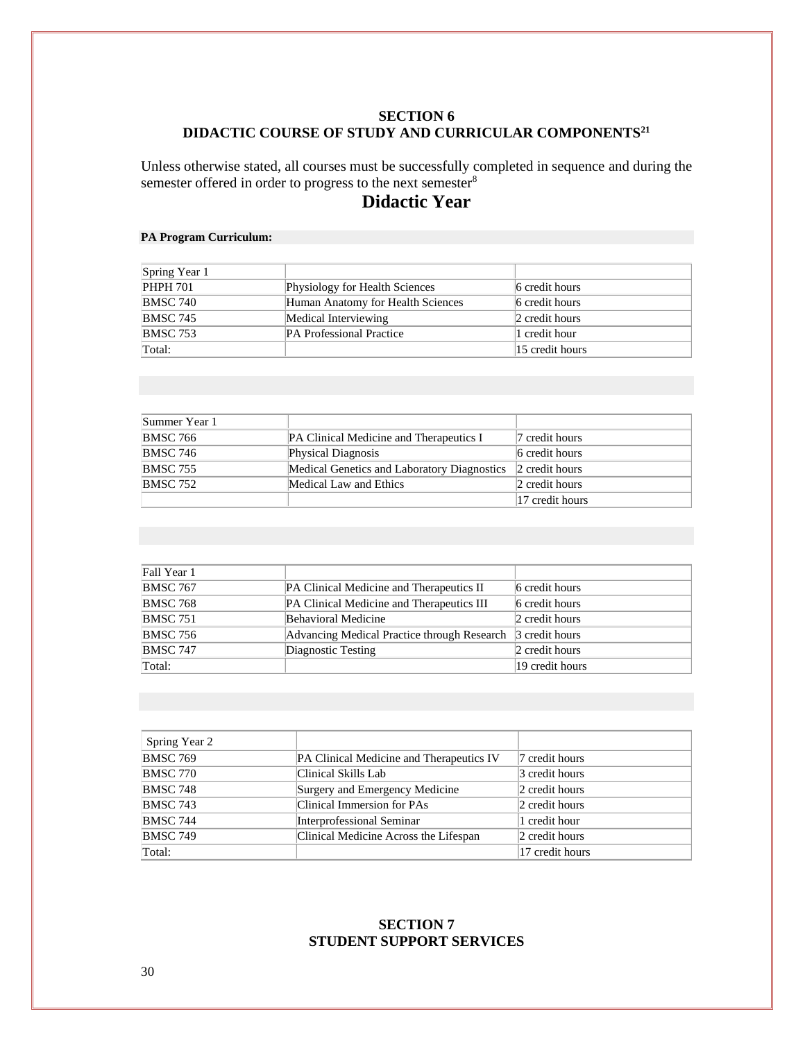## SECTION 6
## DIDACTIC COURSE OF STUDY AND CURRICULAR COMPONENTS[21]

Unless otherwise stated, all courses must be successfully completed in sequence and during the semester offered in order to progress to the next semester[8]

# Didactic Year

**PA Program Curriculum:**

| Spring Year 1 | | |
|---|---|---|
| PHPH 701 | Physiology for Health Sciences | 6 credit hours |
| BMSC 740 | Human Anatomy for Health Sciences | 6 credit hours |
| BMSC 745 | Medical Interviewing | 2 credit hours |
| BMSC 753 | PA Professional Practice | 1 credit hour |
| Total: | | 15 credit hours |

| Summer Year 1 | | |
|---|---|---|
| BMSC 766 | PA Clinical Medicine and Therapeutics I | 7 credit hours |
| BMSC 746 | Physical Diagnosis | 6 credit hours |
| BMSC 755 | Medical Genetics and Laboratory Diagnostics | 2 credit hours |
| BMSC 752 | Medical Law and Ethics | 2 credit hours |
| | | 17 credit hours |

| Fall Year 1 | | |
|---|---|---|
| BMSC 767 | PA Clinical Medicine and Therapeutics II | 6 credit hours |
| BMSC 768 | PA Clinical Medicine and Therapeutics III | 6 credit hours |
| BMSC 751 | Behavioral Medicine | 2 credit hours |
| BMSC 756 | Advancing Medical Practice through Research | 3 credit hours |
| BMSC 747 | Diagnostic Testing | 2 credit hours |
| Total: | | 19 credit hours |

| Spring Year 2 | | |
|---|---|---|
| BMSC 769 | PA Clinical Medicine and Therapeutics IV | 7 credit hours |
| BMSC 770 | Clinical Skills Lab | 3 credit hours |
| BMSC 748 | Surgery and Emergency Medicine | 2 credit hours |
| BMSC 743 | Clinical Immersion for PAs | 2 credit hours |
| BMSC 744 | Interprofessional Seminar | 1 credit hour |
| BMSC 749 | Clinical Medicine Across the Lifespan | 2 credit hours |
| Total: | | 17 credit hours |

## SECTION 7
## STUDENT SUPPORT SERVICES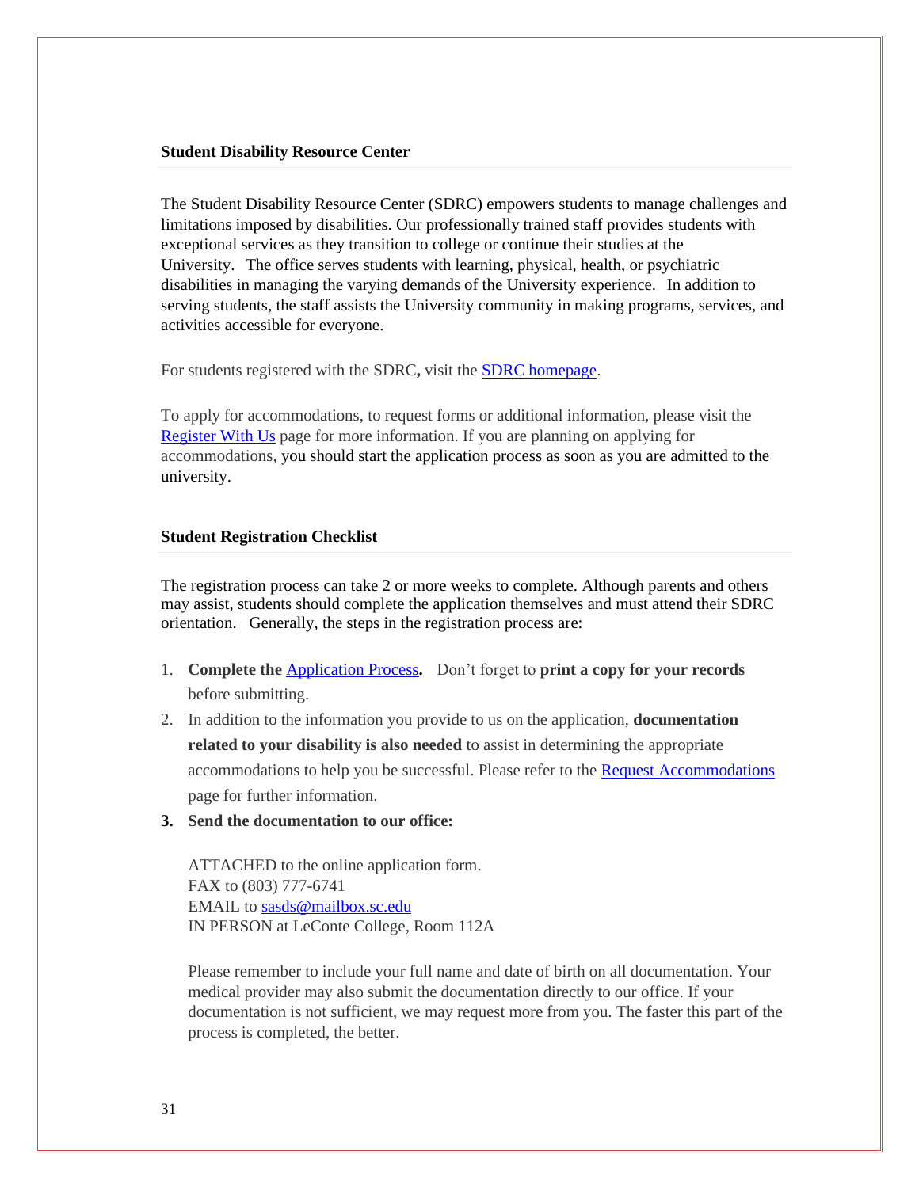**Student Disability Resource Center**

The Student Disability Resource Center (SDRC) empowers students to manage challenges and limitations imposed by disabilities. Our professionally trained staff provides students with exceptional services as they transition to college or continue their studies at the University. The office serves students with learning, physical, health, or psychiatric disabilities in managing the varying demands of the University experience. In addition to serving students, the staff assists the University community in making programs, services, and activities accessible for everyone.

For students registered with the SDRC**,** visit the SDRC homepage.

To apply for accommodations, to request forms or additional information, please visit the Register With Us page for more information. If you are planning on applying for accommodations, you should start the application process as soon as you are admitted to the university.

**Student Registration Checklist**

The registration process can take 2 or more weeks to complete. Although parents and others may assist, students should complete the application themselves and must attend their SDRC orientation. Generally, the steps in the registration process are:

1. **Complete the Application Process.** Don't forget to **print a copy for your records** before submitting.
2. In addition to the information you provide to us on the application, **documentation related to your disability is also needed** to assist in determining the appropriate accommodations to help you be successful. Please refer to the Request Accommodations page for further information.
3. **Send the documentation to our office:**

   ATTACHED to the online application form.
   FAX to (803) 777-6741
   EMAIL to sasds@mailbox.sc.edu
   IN PERSON at LeConte College, Room 112A

   Please remember to include your full name and date of birth on all documentation. Your medical provider may also submit the documentation directly to our office. If your documentation is not sufficient, we may request more from you. The faster this part of the process is completed, the better.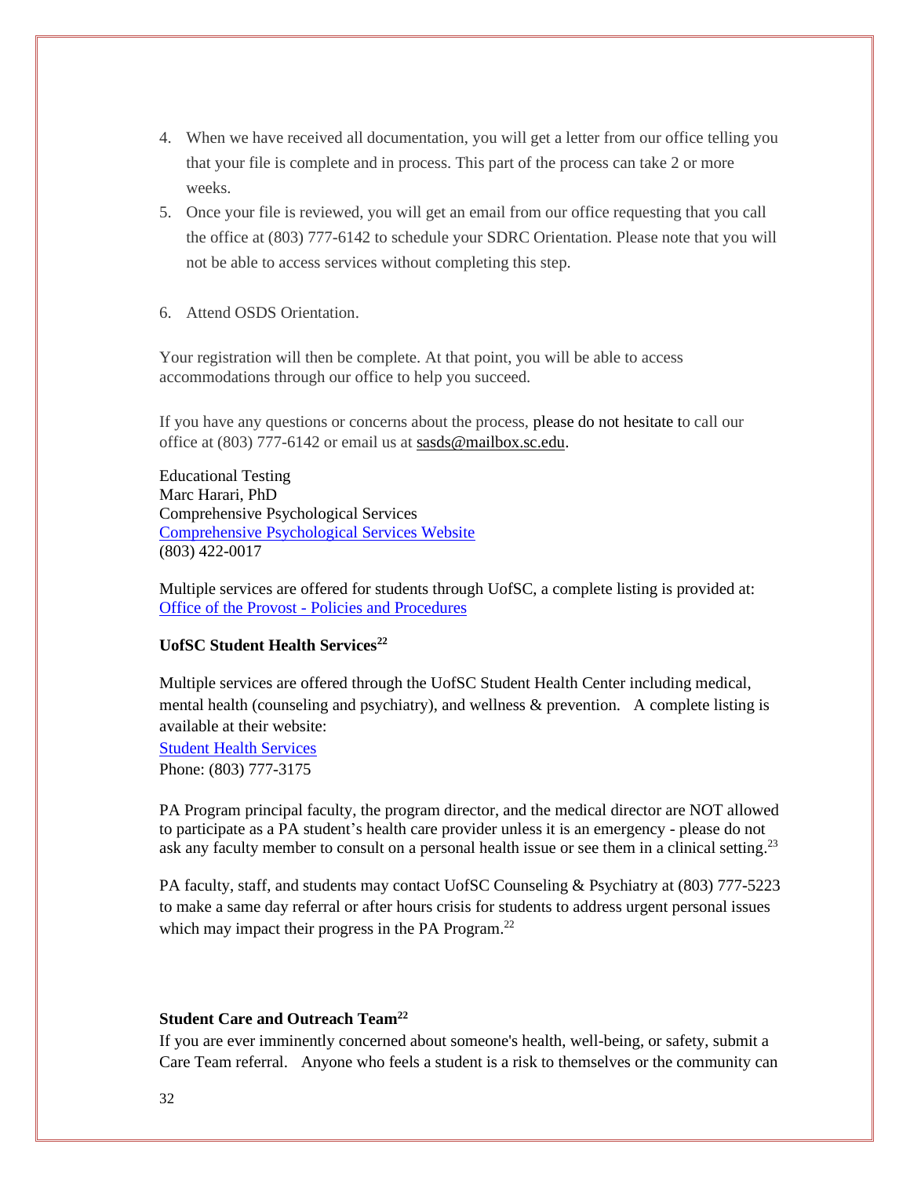4. When we have received all documentation, you will get a letter from our office telling you that your file is complete and in process. This part of the process can take 2 or more weeks.
5. Once your file is reviewed, you will get an email from our office requesting that you call the office at (803) 777-6142 to schedule your SDRC Orientation. Please note that you will not be able to access services without completing this step.

6. Attend OSDS Orientation.

Your registration will then be complete. At that point, you will be able to access accommodations through our office to help you succeed.

If you have any questions or concerns about the process, please do not hesitate to call our office at (803) 777-6142 or email us at sasds@mailbox.sc.edu.

Educational Testing
Marc Harari, PhD
Comprehensive Psychological Services
Comprehensive Psychological Services Website
(803) 422-0017

Multiple services are offered for students through UofSC, a complete listing is provided at: Office of the Provost - Policies and Procedures

**UofSC Student Health Services[22]**

Multiple services are offered through the UofSC Student Health Center including medical, mental health (counseling and psychiatry), and wellness & prevention. A complete listing is available at their website:
Student Health Services
Phone: (803) 777-3175

PA Program principal faculty, the program director, and the medical director are NOT allowed to participate as a PA student's health care provider unless it is an emergency - please do not ask any faculty member to consult on a personal health issue or see them in a clinical setting.[23]

PA faculty, staff, and students may contact UofSC Counseling & Psychiatry at (803) 777-5223 to make a same day referral or after hours crisis for students to address urgent personal issues which may impact their progress in the PA Program.[22]

**Student Care and Outreach Team[22]**

If you are ever imminently concerned about someone's health, well-being, or safety, submit a Care Team referral. Anyone who feels a student is a risk to themselves or the community can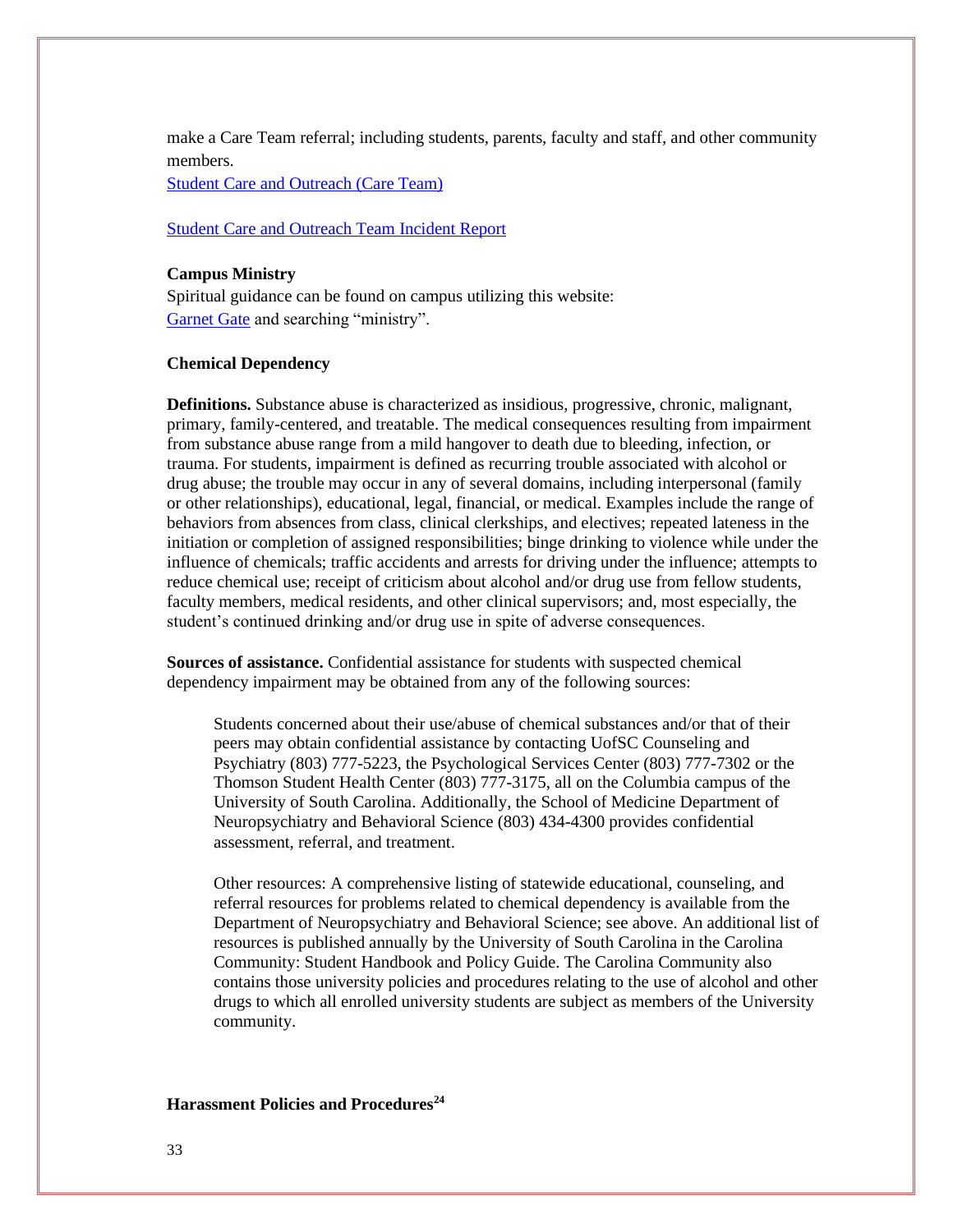make a Care Team referral; including students, parents, faculty and staff, and other community members.

[Student Care and Outreach (Care Team)]

[Student Care and Outreach Team Incident Report]

**Campus Ministry**

Spiritual guidance can be found on campus utilizing this website:
[Garnet Gate] and searching "ministry".

**Chemical Dependency**

**Definitions.** Substance abuse is characterized as insidious, progressive, chronic, malignant, primary, family-centered, and treatable. The medical consequences resulting from impairment from substance abuse range from a mild hangover to death due to bleeding, infection, or trauma. For students, impairment is defined as recurring trouble associated with alcohol or drug abuse; the trouble may occur in any of several domains, including interpersonal (family or other relationships), educational, legal, financial, or medical. Examples include the range of behaviors from absences from class, clinical clerkships, and electives; repeated lateness in the initiation or completion of assigned responsibilities; binge drinking to violence while under the influence of chemicals; traffic accidents and arrests for driving under the influence; attempts to reduce chemical use; receipt of criticism about alcohol and/or drug use from fellow students, faculty members, medical residents, and other clinical supervisors; and, most especially, the student's continued drinking and/or drug use in spite of adverse consequences.

**Sources of assistance.** Confidential assistance for students with suspected chemical dependency impairment may be obtained from any of the following sources:

> Students concerned about their use/abuse of chemical substances and/or that of their peers may obtain confidential assistance by contacting UofSC Counseling and Psychiatry (803) 777-5223, the Psychological Services Center (803) 777-7302 or the Thomson Student Health Center (803) 777-3175, all on the Columbia campus of the University of South Carolina. Additionally, the School of Medicine Department of Neuropsychiatry and Behavioral Science (803) 434-4300 provides confidential assessment, referral, and treatment.
>
> Other resources: A comprehensive listing of statewide educational, counseling, and referral resources for problems related to chemical dependency is available from the Department of Neuropsychiatry and Behavioral Science; see above. An additional list of resources is published annually by the University of South Carolina in the Carolina Community: Student Handbook and Policy Guide. The Carolina Community also contains those university policies and procedures relating to the use of alcohol and other drugs to which all enrolled university students are subject as members of the University community.

**Harassment Policies and Procedures[24]**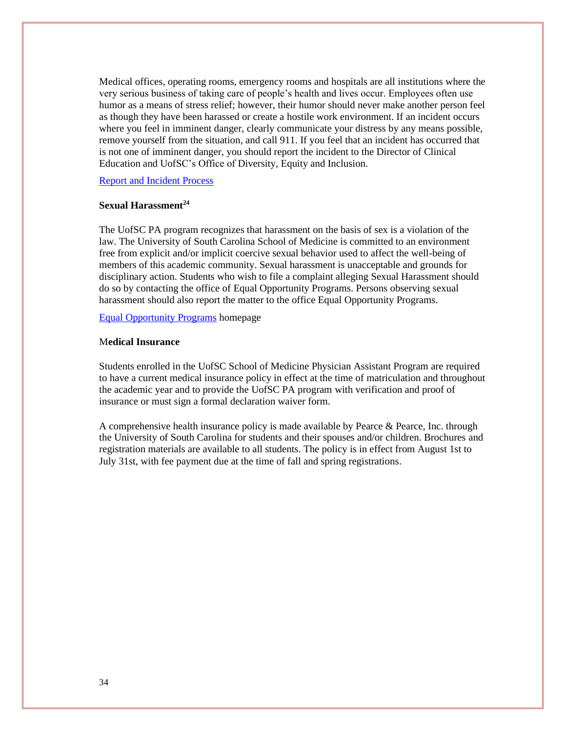Medical offices, operating rooms, emergency rooms and hospitals are all institutions where the very serious business of taking care of people's health and lives occur. Employees often use humor as a means of stress relief; however, their humor should never make another person feel as though they have been harassed or create a hostile work environment. If an incident occurs where you feel in imminent danger, clearly communicate your distress by any means possible, remove yourself from the situation, and call 911. If you feel that an incident has occurred that is not one of imminent danger, you should report the incident to the Director of Clinical Education and UofSC's Office of Diversity, Equity and Inclusion.

Report and Incident Process

**Sexual Harassment[24]**

The UofSC PA program recognizes that harassment on the basis of sex is a violation of the law. The University of South Carolina School of Medicine is committed to an environment free from explicit and/or implicit coercive sexual behavior used to affect the well-being of members of this academic community. Sexual harassment is unacceptable and grounds for disciplinary action. Students who wish to file a complaint alleging Sexual Harassment should do so by contacting the office of Equal Opportunity Programs. Persons observing sexual harassment should also report the matter to the office Equal Opportunity Programs.

Equal Opportunity Programs homepage

**Medical Insurance**

Students enrolled in the UofSC School of Medicine Physician Assistant Program are required to have a current medical insurance policy in effect at the time of matriculation and throughout the academic year and to provide the UofSC PA program with verification and proof of insurance or must sign a formal declaration waiver form.

A comprehensive health insurance policy is made available by Pearce & Pearce, Inc. through the University of South Carolina for students and their spouses and/or children. Brochures and registration materials are available to all students. The policy is in effect from August 1st to July 31st, with fee payment due at the time of fall and spring registrations.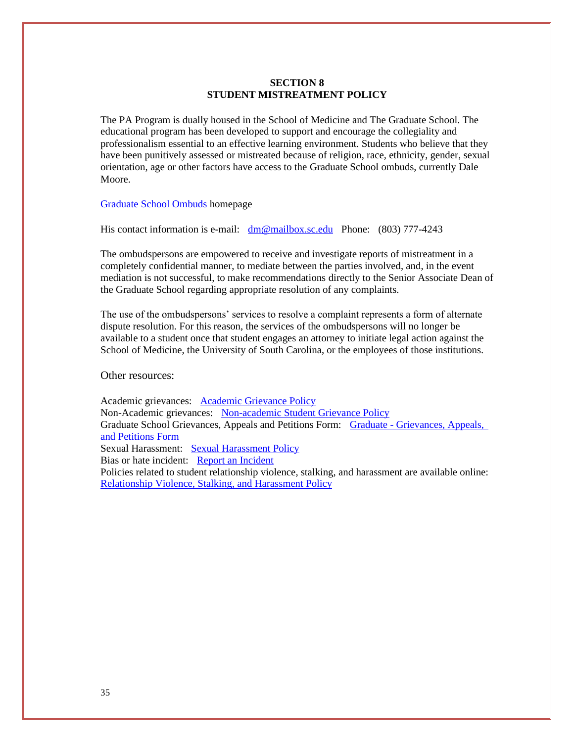## SECTION 8
## STUDENT MISTREATMENT POLICY

The PA Program is dually housed in the School of Medicine and The Graduate School. The educational program has been developed to support and encourage the collegiality and professionalism essential to an effective learning environment. Students who believe that they have been punitively assessed or mistreated because of religion, race, ethnicity, gender, sexual orientation, age or other factors have access to the Graduate School ombuds, currently Dale Moore.

Graduate School Ombuds homepage

His contact information is e-mail: dm@mailbox.sc.edu Phone: (803) 777-4243

The ombudspersons are empowered to receive and investigate reports of mistreatment in a completely confidential manner, to mediate between the parties involved, and, in the event mediation is not successful, to make recommendations directly to the Senior Associate Dean of the Graduate School regarding appropriate resolution of any complaints.

The use of the ombudspersons' services to resolve a complaint represents a form of alternate dispute resolution. For this reason, the services of the ombudspersons will no longer be available to a student once that student engages an attorney to initiate legal action against the School of Medicine, the University of South Carolina, or the employees of those institutions.

Other resources:

Academic grievances: Academic Grievance Policy
Non-Academic grievances: Non-academic Student Grievance Policy
Graduate School Grievances, Appeals and Petitions Form: Graduate - Grievances, Appeals, and Petitions Form
Sexual Harassment: Sexual Harassment Policy
Bias or hate incident: Report an Incident
Policies related to student relationship violence, stalking, and harassment are available online: Relationship Violence, Stalking, and Harassment Policy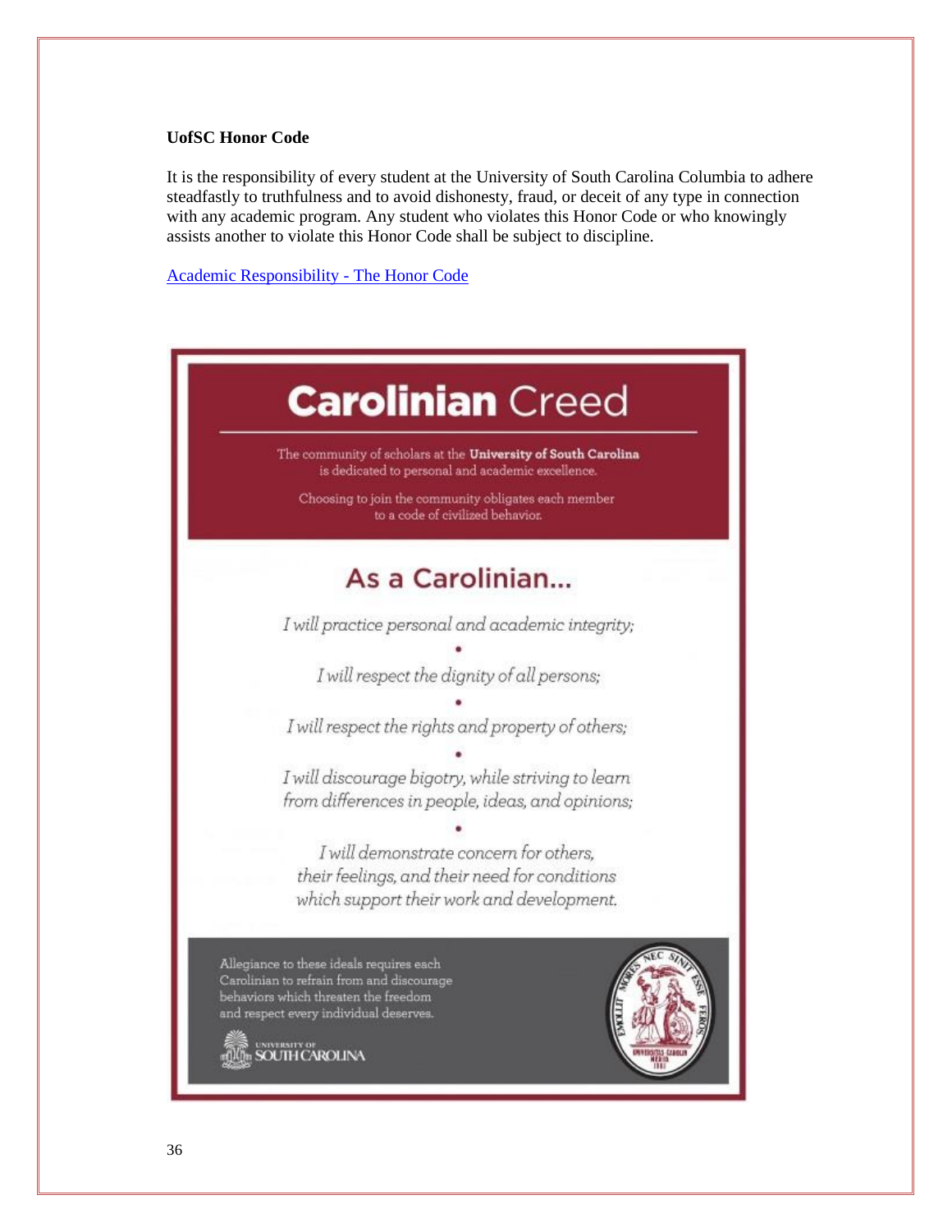**UofSC Honor Code**

It is the responsibility of every student at the University of South Carolina Columbia to adhere steadfastly to truthfulness and to avoid dishonesty, fraud, or deceit of any type in connection with any academic program. Any student who violates this Honor Code or who knowingly assists another to violate this Honor Code shall be subject to discipline.

Academic Responsibility - The Honor Code

# Carolinian Creed

The community of scholars at the **University of South Carolina** is dedicated to personal and academic excellence.

Choosing to join the community obligates each member to a code of civilized behavior.

## As a Carolinian...

*I will practice personal and academic integrity;*

•

*I will respect the dignity of all persons;*

•

*I will respect the rights and property of others;*

•

*I will discourage bigotry, while striving to learn from differences in people, ideas, and opinions;*

•

*I will demonstrate concern for others, their feelings, and their need for conditions which support their work and development.*

Allegiance to these ideals requires each Carolinian to refrain from and discourage behaviors which threaten the freedom and respect every individual deserves.

UNIVERSITY OF SOUTH CAROLINA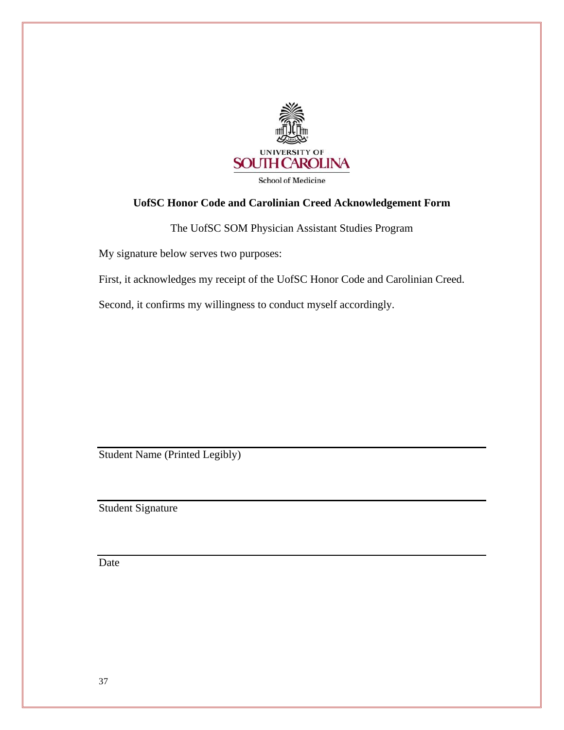UNIVERSITY OF
SOUTH CAROLINA
School of Medicine

## UofSC Honor Code and Carolinian Creed Acknowledgement Form

The UofSC SOM Physician Assistant Studies Program

My signature below serves two purposes:

First, it acknowledges my receipt of the UofSC Honor Code and Carolinian Creed.

Second, it confirms my willingness to conduct myself accordingly.

\_\_\_\_\_\_\_\_\_\_\_\_\_\_\_\_\_\_\_\_\_\_\_\_\_\_\_\_\_\_\_\_\_\_\_\_\_\_\_\_

Student Name (Printed Legibly)

\_\_\_\_\_\_\_\_\_\_\_\_\_\_\_\_\_\_\_\_\_\_\_\_\_\_\_\_\_\_\_\_\_\_\_\_\_\_\_\_

Student Signature

\_\_\_\_\_\_\_\_\_\_\_\_\_\_\_\_\_\_\_\_\_\_\_\_\_\_\_\_\_\_\_\_\_\_\_\_\_\_\_\_

Date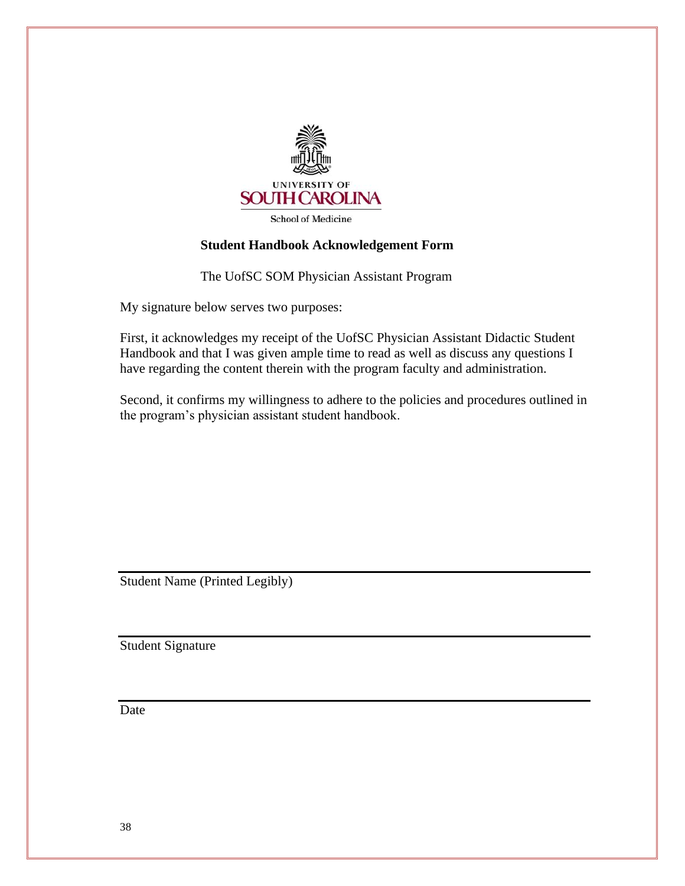UNIVERSITY OF
SOUTH CAROLINA
School of Medicine

**Student Handbook Acknowledgement Form**

The UofSC SOM Physician Assistant Program

My signature below serves two purposes:

First, it acknowledges my receipt of the UofSC Physician Assistant Didactic Student Handbook and that I was given ample time to read as well as discuss any questions I have regarding the content therein with the program faculty and administration.

Second, it confirms my willingness to adhere to the policies and procedures outlined in the program's physician assistant student handbook.

\_\_\_\_\_\_\_\_\_\_\_\_\_\_\_\_\_\_\_\_\_\_\_\_\_\_\_\_\_\_\_\_\_\_\_\_\_\_\_\_

Student Name (Printed Legibly)

\_\_\_\_\_\_\_\_\_\_\_\_\_\_\_\_\_\_\_\_\_\_\_\_\_\_\_\_\_\_\_\_\_\_\_\_\_\_\_\_

Student Signature

\_\_\_\_\_\_\_\_\_\_\_\_\_\_\_\_\_\_\_\_\_\_\_\_\_\_\_\_\_\_\_\_\_\_\_\_\_\_\_\_

Date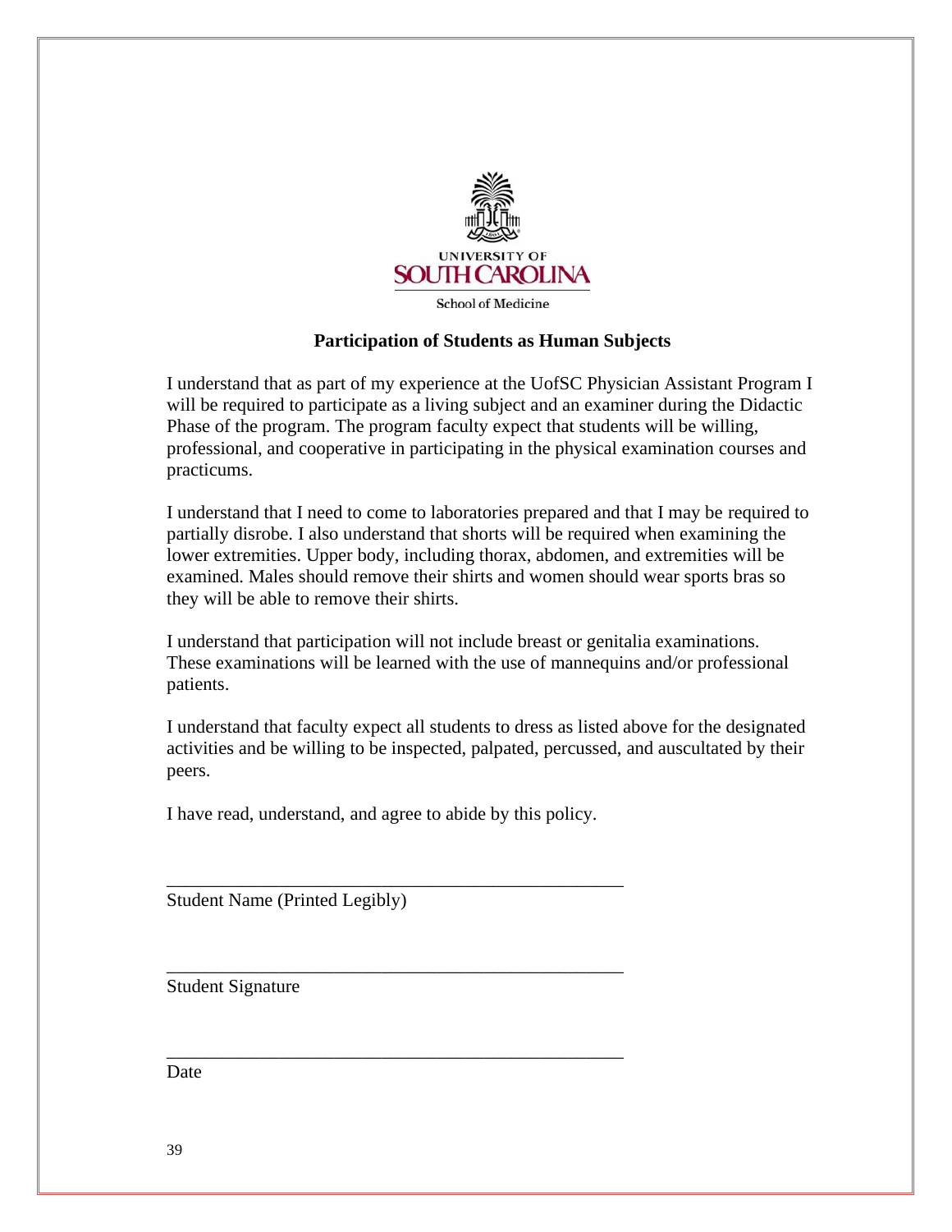UNIVERSITY OF
SOUTH CAROLINA

School of Medicine

## Participation of Students as Human Subjects

I understand that as part of my experience at the UofSC Physician Assistant Program I will be required to participate as a living subject and an examiner during the Didactic Phase of the program. The program faculty expect that students will be willing, professional, and cooperative in participating in the physical examination courses and practicums.

I understand that I need to come to laboratories prepared and that I may be required to partially disrobe. I also understand that shorts will be required when examining the lower extremities. Upper body, including thorax, abdomen, and extremities will be examined. Males should remove their shirts and women should wear sports bras so they will be able to remove their shirts.

I understand that participation will not include breast or genitalia examinations. These examinations will be learned with the use of mannequins and/or professional patients.

I understand that faculty expect all students to dress as listed above for the designated activities and be willing to be inspected, palpated, percussed, and auscultated by their peers.

I have read, understand, and agree to abide by this policy.

\_\_\_\_\_\_\_\_\_\_\_\_\_\_\_\_\_\_\_\_\_\_\_\_\_\_\_\_\_\_\_\_\_\_\_\_\_\_\_\_\_\_\_\_\_\_\_\_

Student Name (Printed Legibly)

\_\_\_\_\_\_\_\_\_\_\_\_\_\_\_\_\_\_\_\_\_\_\_\_\_\_\_\_\_\_\_\_\_\_\_\_\_\_\_\_\_\_\_\_\_\_\_\_

Student Signature

\_\_\_\_\_\_\_\_\_\_\_\_\_\_\_\_\_\_\_\_\_\_\_\_\_\_\_\_\_\_\_\_\_\_\_\_\_\_\_\_\_\_\_\_\_\_\_\_

Date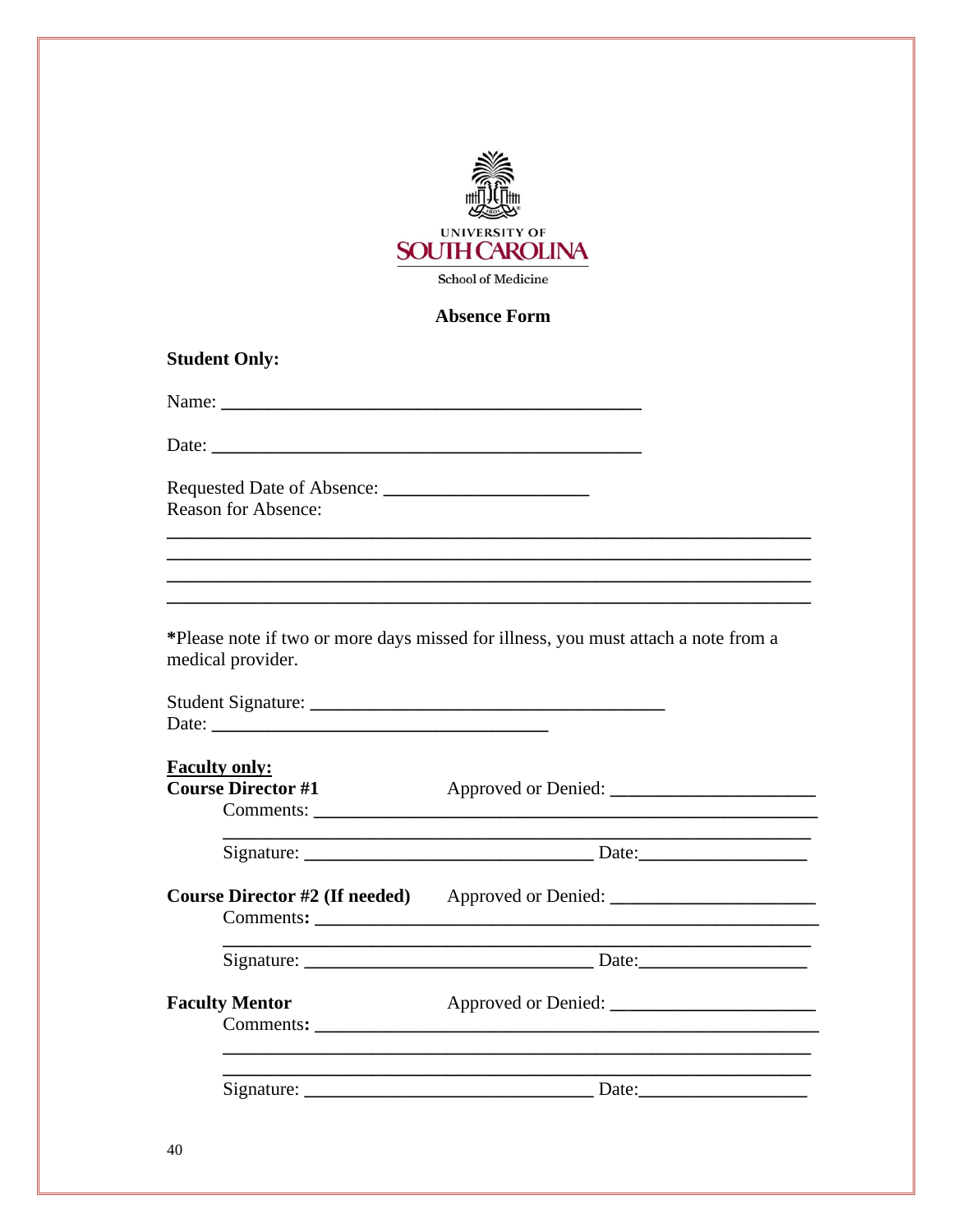UNIVERSITY OF
SOUTH CAROLINA
School of Medicine

## Absence Form

**Student Only:**

Name: ________________________________________________

Date: _________________________________________________

Requested Date of Absence: ______________________
Reason for Absence:

_______________________________________________________________________
_______________________________________________________________________
_______________________________________________________________________
_______________________________________________________________________

***Please note if two or more days missed for illness, you must attach a note from a medical provider.**

Student Signature: ____________________________________
Date: ____________________________________

**Faculty only:**

**Course Director #1** Approved or Denied: ______________________
Comments: ________________________________________________________
_________________________________________________________________
Signature: ______________________________ Date:__________________

**Course Director #2 (If needed)** Approved or Denied: ______________________
Comments: ________________________________________________________
_________________________________________________________________
Signature: ______________________________ Date:__________________

**Faculty Mentor** Approved or Denied: ______________________
Comments: ________________________________________________________
_________________________________________________________________
_________________________________________________________________
Signature: ______________________________ Date:__________________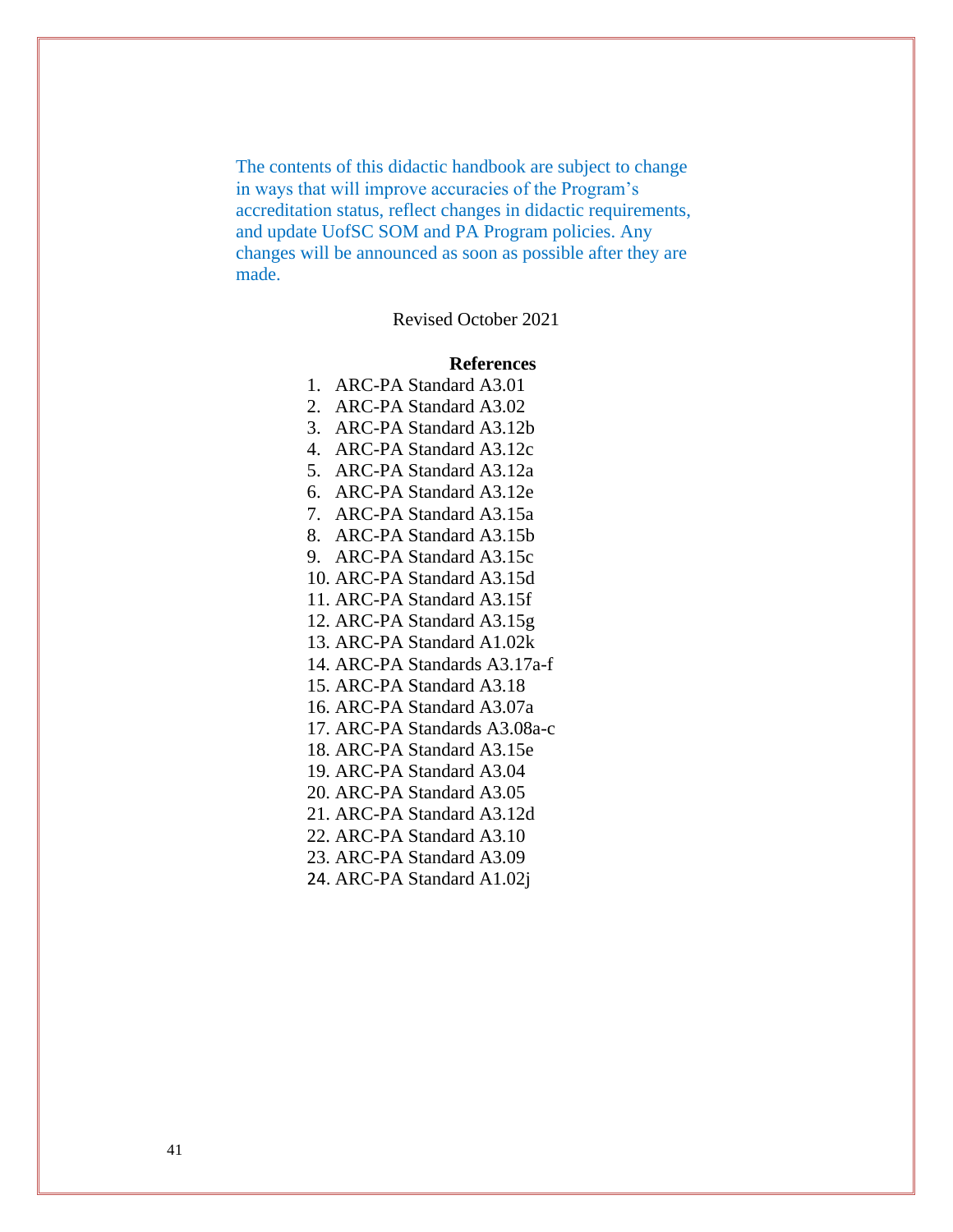The contents of this didactic handbook are subject to change in ways that will improve accuracies of the Program's accreditation status, reflect changes in didactic requirements, and update UofSC SOM and PA Program policies. Any changes will be announced as soon as possible after they are made.

Revised October 2021

**References**

1. ARC-PA Standard A3.01
2. ARC-PA Standard A3.02
3. ARC-PA Standard A3.12b
4. ARC-PA Standard A3.12c
5. ARC-PA Standard A3.12a
6. ARC-PA Standard A3.12e
7. ARC-PA Standard A3.15a
8. ARC-PA Standard A3.15b
9. ARC-PA Standard A3.15c
10. ARC-PA Standard A3.15d
11. ARC-PA Standard A3.15f
12. ARC-PA Standard A3.15g
13. ARC-PA Standard A1.02k
14. ARC-PA Standards A3.17a-f
15. ARC-PA Standard A3.18
16. ARC-PA Standard A3.07a
17. ARC-PA Standards A3.08a-c
18. ARC-PA Standard A3.15e
19. ARC-PA Standard A3.04
20. ARC-PA Standard A3.05
21. ARC-PA Standard A3.12d
22. ARC-PA Standard A3.10
23. ARC-PA Standard A3.09
24. ARC-PA Standard A1.02j